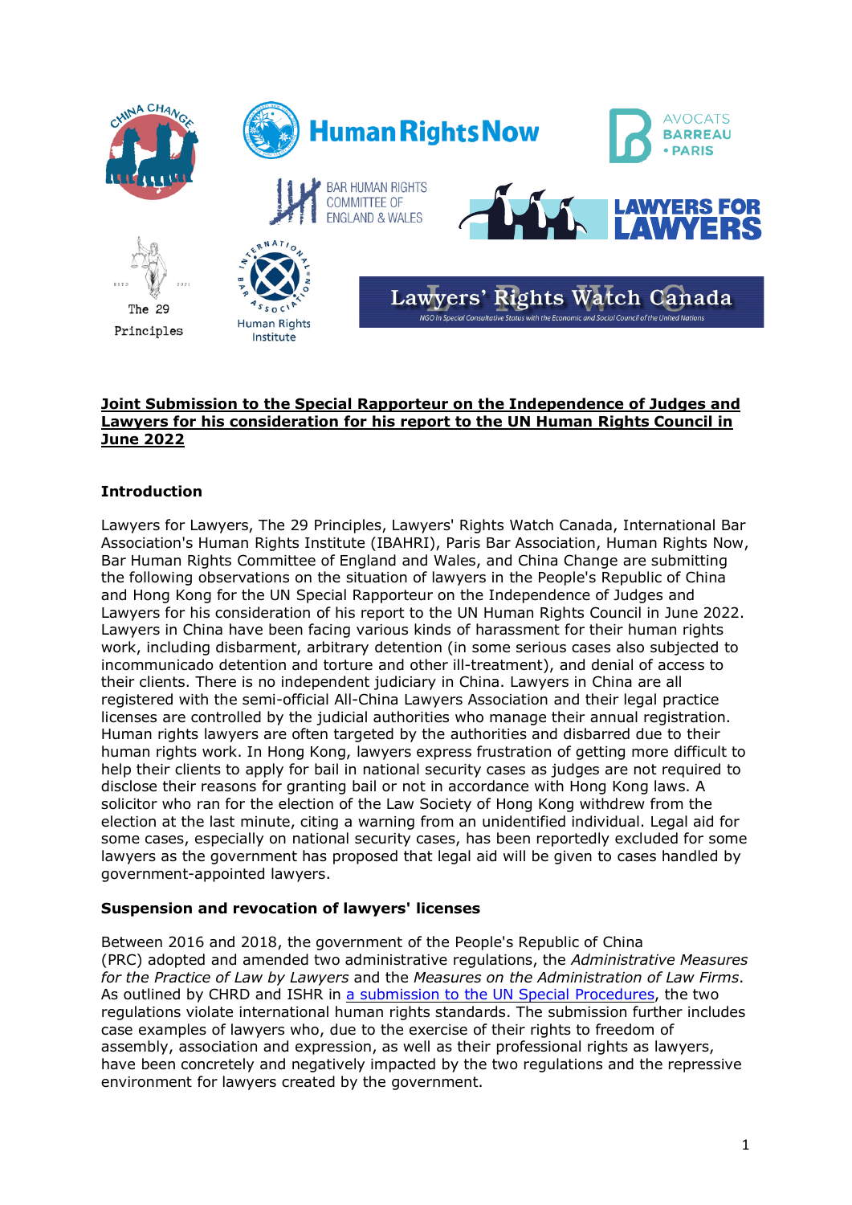**Joint Submission to the Special Rapporteur on the Independence of Judges and Lawyers for his consideration for his report to the UN Human Rights Council in June 2022**

## Introduction

Lawyers for Lawyers, The 29 Principles, Lawyers' Rights Watch Canada, International Bar Association's Human Rights Institute (IBAHRI), Paris Bar Association, Human Rights Now, Bar Human Rights Committee of England and Wales, and China Change are submitting the following observations on the situation of lawyers in the People's Republic of China and Hong Kong for the UN Special Rapporteur on the Independence of Judges and Lawyers for his consideration of his report to the UN Human Rights Council in June 2022. Lawyers in China have been facing various kinds of harassment for their human rights work, including disbarment, arbitrary detention (in some serious cases also subjected to incommunicado detention and torture and other ill-treatment), and denial of access to their clients. There is no independent judiciary in China. Lawyers in China are all registered with the semi-official All-China Lawyers Association and their legal practice licenses are controlled by the judicial authorities who manage their annual registration. Human rights lawyers are often targeted by the authorities and disbarred due to their human rights work. In Hong Kong, lawyers express frustration of getting more difficult to help their clients to apply for bail in national security cases as judges are not required to disclose their reasons for granting bail or not in accordance with Hong Kong laws. A solicitor who ran for the election of the Law Society of Hong Kong withdrew from the election at the last minute, citing a warning from an unidentified individual. Legal aid for some cases, especially on national security cases, has been reportedly excluded for some lawyers as the government has proposed that legal aid will be given to cases handled by government-appointed lawyers.

## Suspension and revocation of lawyers' licenses

Between 2016 and 2018, the government of the People's Republic of China (PRC) adopted and amended two administrative regulations, the *Administrative Measures for the Practice of Law by Lawyers* and the *Measures on the Administration of Law Firms*. As outlined by CHRD and ISHR in a submission to the UN Special Procedures, the two regulations violate international human rights standards. The submission further includes case examples of lawyers who, due to the exercise of their rights to freedom of assembly, association and expression, as well as their professional rights as lawyers, have been concretely and negatively impacted by the two regulations and the repressive environment for lawyers created by the government.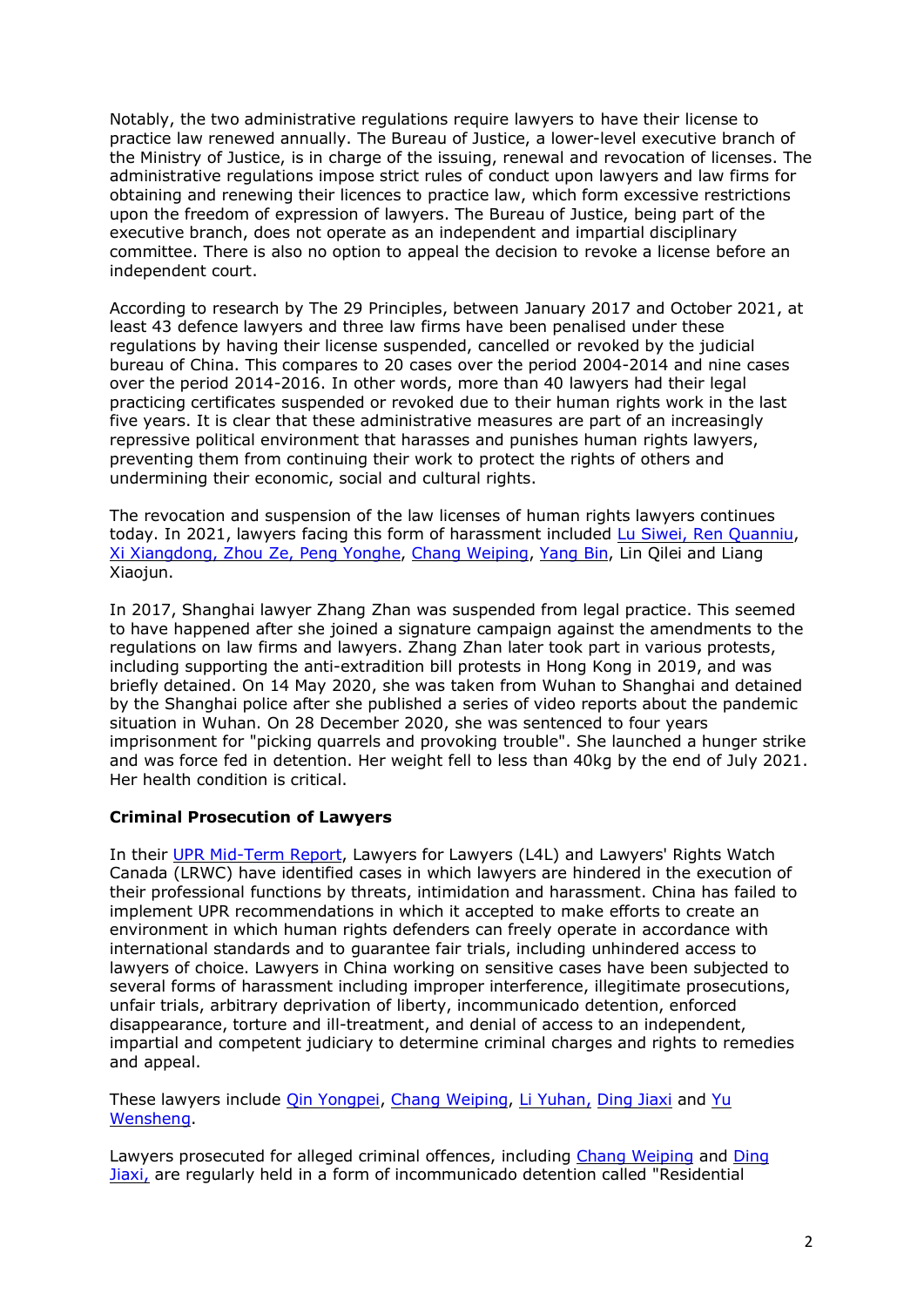Notably, the two administrative regulations require lawyers to have their license to practice law renewed annually. The Bureau of Justice, a lower-level executive branch of the Ministry of Justice, is in charge of the issuing, renewal and revocation of licenses. The administrative regulations impose strict rules of conduct upon lawyers and law firms for obtaining and renewing their licences to practice law, which form excessive restrictions upon the freedom of expression of lawyers. The Bureau of Justice, being part of the executive branch, does not operate as an independent and impartial disciplinary committee. There is also no option to appeal the decision to revoke a license before an independent court.

According to research by The 29 Principles, between January 2017 and October 2021, at least 43 defence lawyers and three law firms have been penalised under these regulations by having their license suspended, cancelled or revoked by the judicial bureau of China. This compares to 20 cases over the period 2004-2014 and nine cases over the period 2014-2016. In other words, more than 40 lawyers had their legal practicing certificates suspended or revoked due to their human rights work in the last five years. It is clear that these administrative measures are part of an increasingly repressive political environment that harasses and punishes human rights lawyers, preventing them from continuing their work to protect the rights of others and undermining their economic, social and cultural rights.

The revocation and suspension of the law licenses of human rights lawyers continues today. In 2021, lawyers facing this form of harassment included Lu Siwei, Ren Quanniu, Xi Xiangdong, Zhou Ze, Peng Yonghe, Chang Weiping, Yang Bin, Lin Qilei and Liang Xiaojun.

In 2017, Shanghai lawyer Zhang Zhan was suspended from legal practice. This seemed to have happened after she joined a signature campaign against the amendments to the regulations on law firms and lawyers. Zhang Zhan later took part in various protests, including supporting the anti-extradition bill protests in Hong Kong in 2019, and was briefly detained. On 14 May 2020, she was taken from Wuhan to Shanghai and detained by the Shanghai police after she published a series of video reports about the pandemic situation in Wuhan. On 28 December 2020, she was sentenced to four years imprisonment for "picking quarrels and provoking trouble". She launched a hunger strike and was force fed in detention. Her weight fell to less than 40kg by the end of July 2021. Her health condition is critical.

**Criminal Prosecution of Lawyers**

In their UPR Mid-Term Report, Lawyers for Lawyers (L4L) and Lawyers' Rights Watch Canada (LRWC) have identified cases in which lawyers are hindered in the execution of their professional functions by threats, intimidation and harassment. China has failed to implement UPR recommendations in which it accepted to make efforts to create an environment in which human rights defenders can freely operate in accordance with international standards and to guarantee fair trials, including unhindered access to lawyers of choice. Lawyers in China working on sensitive cases have been subjected to several forms of harassment including improper interference, illegitimate prosecutions, unfair trials, arbitrary deprivation of liberty, incommunicado detention, enforced disappearance, torture and ill-treatment, and denial of access to an independent, impartial and competent judiciary to determine criminal charges and rights to remedies and appeal.

These lawyers include Qin Yongpei, Chang Weiping, Li Yuhan, Ding Jiaxi and Yu Wensheng.

Lawyers prosecuted for alleged criminal offences, including Chang Weiping and Ding Jiaxi, are regularly held in a form of incommunicado detention called "Residential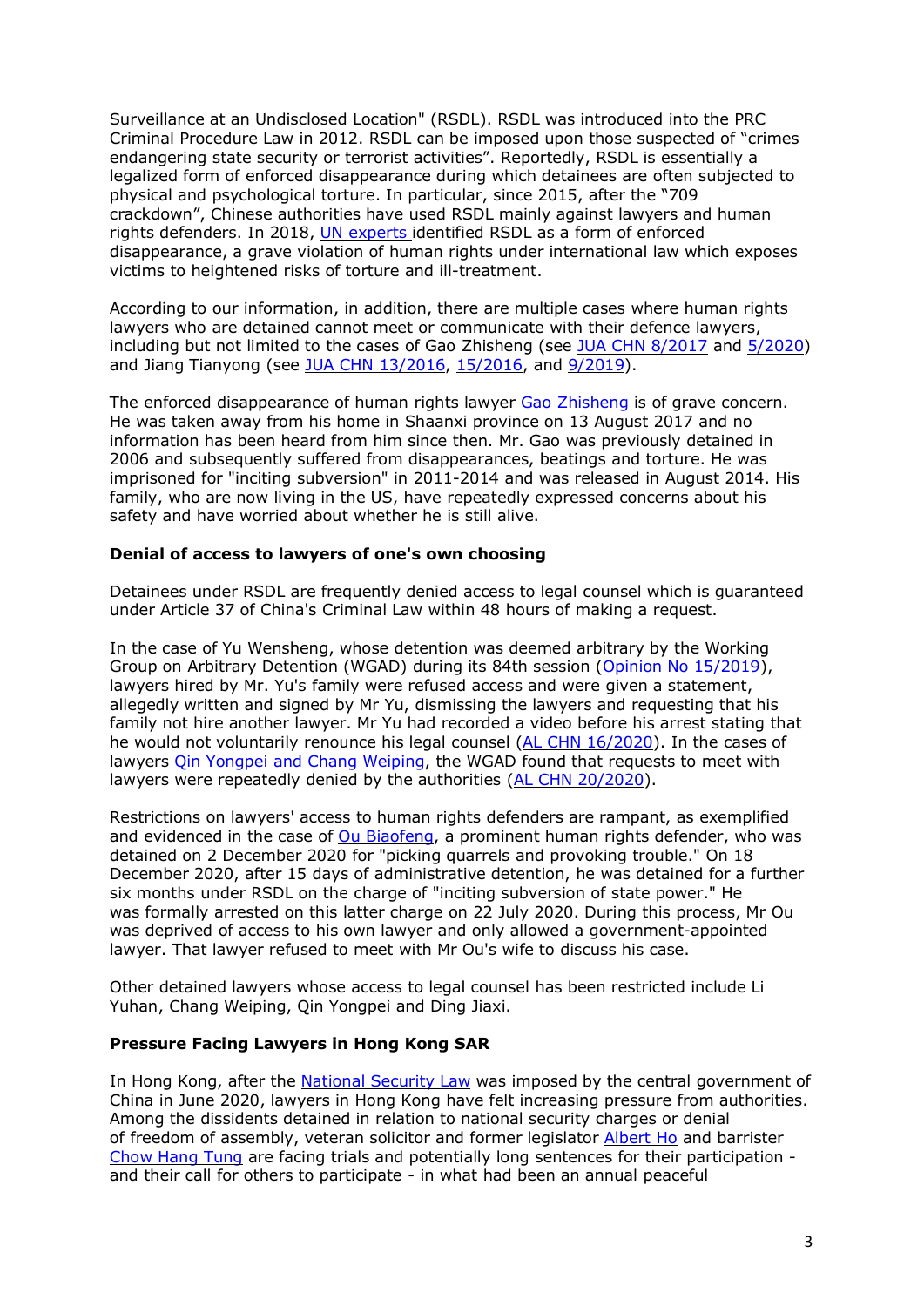Surveillance at an Undisclosed Location" (RSDL). RSDL was introduced into the PRC Criminal Procedure Law in 2012. RSDL can be imposed upon those suspected of "crimes endangering state security or terrorist activities". Reportedly, RSDL is essentially a legalized form of enforced disappearance during which detainees are often subjected to physical and psychological torture. In particular, since 2015, after the "709 crackdown", Chinese authorities have used RSDL mainly against lawyers and human rights defenders. In 2018, UN experts identified RSDL as a form of enforced disappearance, a grave violation of human rights under international law which exposes victims to heightened risks of torture and ill-treatment.

According to our information, in addition, there are multiple cases where human rights lawyers who are detained cannot meet or communicate with their defence lawyers, including but not limited to the cases of Gao Zhisheng (see JUA CHN 8/2017 and 5/2020) and Jiang Tianyong (see JUA CHN 13/2016, 15/2016, and 9/2019).

The enforced disappearance of human rights lawyer Gao Zhisheng is of grave concern. He was taken away from his home in Shaanxi province on 13 August 2017 and no information has been heard from him since then. Mr. Gao was previously detained in 2006 and subsequently suffered from disappearances, beatings and torture. He was imprisoned for "inciting subversion" in 2011-2014 and was released in August 2014. His family, who are now living in the US, have repeatedly expressed concerns about his safety and have worried about whether he is still alive.

**Denial of access to lawyers of one's own choosing**

Detainees under RSDL are frequently denied access to legal counsel which is guaranteed under Article 37 of China's Criminal Law within 48 hours of making a request.

In the case of Yu Wensheng, whose detention was deemed arbitrary by the Working Group on Arbitrary Detention (WGAD) during its 84th session (Opinion No 15/2019), lawyers hired by Mr. Yu's family were refused access and were given a statement, allegedly written and signed by Mr Yu, dismissing the lawyers and requesting that his family not hire another lawyer. Mr Yu had recorded a video before his arrest stating that he would not voluntarily renounce his legal counsel (AL CHN 16/2020). In the cases of lawyers Qin Yongpei and Chang Weiping, the WGAD found that requests to meet with lawyers were repeatedly denied by the authorities (AL CHN 20/2020).

Restrictions on lawyers' access to human rights defenders are rampant, as exemplified and evidenced in the case of Ou Biaofeng, a prominent human rights defender, who was detained on 2 December 2020 for "picking quarrels and provoking trouble." On 18 December 2020, after 15 days of administrative detention, he was detained for a further six months under RSDL on the charge of "inciting subversion of state power." He was formally arrested on this latter charge on 22 July 2020. During this process, Mr Ou was deprived of access to his own lawyer and only allowed a government-appointed lawyer. That lawyer refused to meet with Mr Ou's wife to discuss his case.

Other detained lawyers whose access to legal counsel has been restricted include Li Yuhan, Chang Weiping, Qin Yongpei and Ding Jiaxi.

**Pressure Facing Lawyers in Hong Kong SAR**

In Hong Kong, after the National Security Law was imposed by the central government of China in June 2020, lawyers in Hong Kong have felt increasing pressure from authorities. Among the dissidents detained in relation to national security charges or denial of freedom of assembly, veteran solicitor and former legislator Albert Ho and barrister Chow Hang Tung are facing trials and potentially long sentences for their participation - and their call for others to participate - in what had been an annual peaceful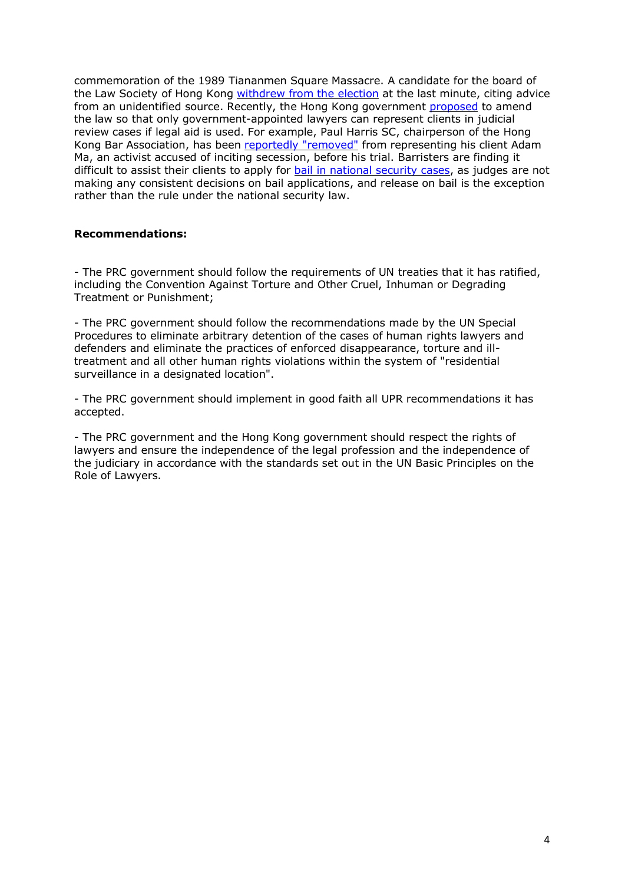commemoration of the 1989 Tiananmen Square Massacre. A candidate for the board of the Law Society of Hong Kong withdrew from the election at the last minute, citing advice from an unidentified source. Recently, the Hong Kong government proposed to amend the law so that only government-appointed lawyers can represent clients in judicial review cases if legal aid is used. For example, Paul Harris SC, chairperson of the Hong Kong Bar Association, has been reportedly "removed" from representing his client Adam Ma, an activist accused of inciting secession, before his trial. Barristers are finding it difficult to assist their clients to apply for bail in national security cases, as judges are not making any consistent decisions on bail applications, and release on bail is the exception rather than the rule under the national security law.

**Recommendations:**

- The PRC government should follow the requirements of UN treaties that it has ratified, including the Convention Against Torture and Other Cruel, Inhuman or Degrading Treatment or Punishment;

- The PRC government should follow the recommendations made by the UN Special Procedures to eliminate arbitrary detention of the cases of human rights lawyers and defenders and eliminate the practices of enforced disappearance, torture and ill-treatment and all other human rights violations within the system of "residential surveillance in a designated location".

- The PRC government should implement in good faith all UPR recommendations it has accepted.

- The PRC government and the Hong Kong government should respect the rights of lawyers and ensure the independence of the legal profession and the independence of the judiciary in accordance with the standards set out in the UN Basic Principles on the Role of Lawyers.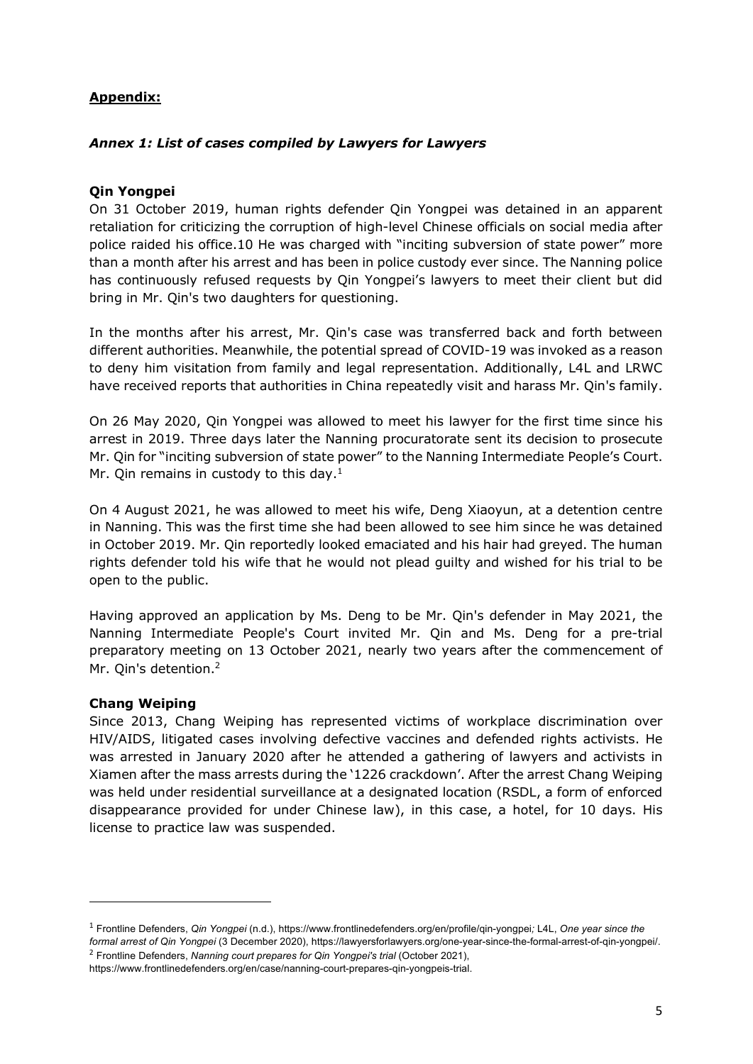**Appendix:**

***Annex 1: List of cases compiled by Lawyers for Lawyers***

**Qin Yongpei**

On 31 October 2019, human rights defender Qin Yongpei was detained in an apparent retaliation for criticizing the corruption of high-level Chinese officials on social media after police raided his office.10 He was charged with "inciting subversion of state power" more than a month after his arrest and has been in police custody ever since. The Nanning police has continuously refused requests by Qin Yongpei's lawyers to meet their client but did bring in Mr. Qin's two daughters for questioning.

In the months after his arrest, Mr. Qin's case was transferred back and forth between different authorities. Meanwhile, the potential spread of COVID-19 was invoked as a reason to deny him visitation from family and legal representation. Additionally, L4L and LRWC have received reports that authorities in China repeatedly visit and harass Mr. Qin's family.

On 26 May 2020, Qin Yongpei was allowed to meet his lawyer for the first time since his arrest in 2019. Three days later the Nanning procuratorate sent its decision to prosecute Mr. Qin for "inciting subversion of state power" to the Nanning Intermediate People's Court. Mr. Qin remains in custody to this day.[1]

On 4 August 2021, he was allowed to meet his wife, Deng Xiaoyun, at a detention centre in Nanning. This was the first time she had been allowed to see him since he was detained in October 2019. Mr. Qin reportedly looked emaciated and his hair had greyed. The human rights defender told his wife that he would not plead guilty and wished for his trial to be open to the public.

Having approved an application by Ms. Deng to be Mr. Qin's defender in May 2021, the Nanning Intermediate People's Court invited Mr. Qin and Ms. Deng for a pre-trial preparatory meeting on 13 October 2021, nearly two years after the commencement of Mr. Qin's detention.[2]

**Chang Weiping**

Since 2013, Chang Weiping has represented victims of workplace discrimination over HIV/AIDS, litigated cases involving defective vaccines and defended rights activists. He was arrested in January 2020 after he attended a gathering of lawyers and activists in Xiamen after the mass arrests during the '1226 crackdown'. After the arrest Chang Weiping was held under residential surveillance at a designated location (RSDL, a form of enforced disappearance provided for under Chinese law), in this case, a hotel, for 10 days. His license to practice law was suspended.

---

[1] Frontline Defenders, *Qin Yongpei* (n.d.), https://www.frontlinedefenders.org/en/profile/qin-yongpei*;* L4L, *One year since the formal arrest of Qin Yongpei* (3 December 2020), https://lawyersforlawyers.org/one-year-since-the-formal-arrest-of-qin-yongpei/.

[2] Frontline Defenders, *Nanning court prepares for Qin Yongpei's trial* (October 2021), https://www.frontlinedefenders.org/en/case/nanning-court-prepares-qin-yongpeis-trial.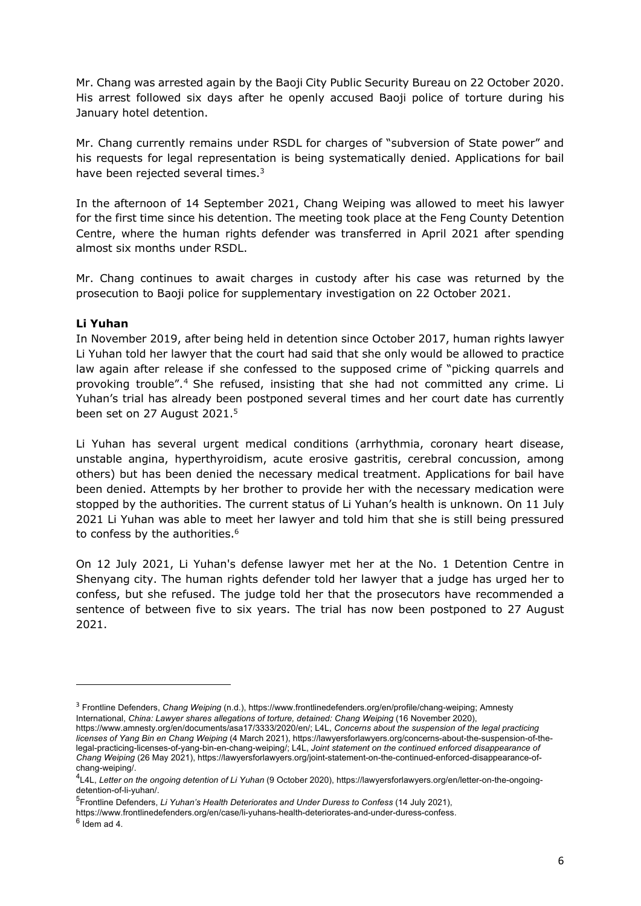Mr. Chang was arrested again by the Baoji City Public Security Bureau on 22 October 2020. His arrest followed six days after he openly accused Baoji police of torture during his January hotel detention.

Mr. Chang currently remains under RSDL for charges of "subversion of State power" and his requests for legal representation is being systematically denied. Applications for bail have been rejected several times.[3]

In the afternoon of 14 September 2021, Chang Weiping was allowed to meet his lawyer for the first time since his detention. The meeting took place at the Feng County Detention Centre, where the human rights defender was transferred in April 2021 after spending almost six months under RSDL.

Mr. Chang continues to await charges in custody after his case was returned by the prosecution to Baoji police for supplementary investigation on 22 October 2021.

**Li Yuhan**

In November 2019, after being held in detention since October 2017, human rights lawyer Li Yuhan told her lawyer that the court had said that she only would be allowed to practice law again after release if she confessed to the supposed crime of "picking quarrels and provoking trouble".[4] She refused, insisting that she had not committed any crime. Li Yuhan's trial has already been postponed several times and her court date has currently been set on 27 August 2021.[5]

Li Yuhan has several urgent medical conditions (arrhythmia, coronary heart disease, unstable angina, hyperthyroidism, acute erosive gastritis, cerebral concussion, among others) but has been denied the necessary medical treatment. Applications for bail have been denied. Attempts by her brother to provide her with the necessary medication were stopped by the authorities. The current status of Li Yuhan's health is unknown. On 11 July 2021 Li Yuhan was able to meet her lawyer and told him that she is still being pressured to confess by the authorities.[6]

On 12 July 2021, Li Yuhan's defense lawyer met her at the No. 1 Detention Centre in Shenyang city. The human rights defender told her lawyer that a judge has urged her to confess, but she refused. The judge told her that the prosecutors have recommended a sentence of between five to six years. The trial has now been postponed to 27 August 2021.

---

[3] Frontline Defenders, *Chang Weiping* (n.d.), https://www.frontlinedefenders.org/en/profile/chang-weiping; Amnesty International, *China: Lawyer shares allegations of torture, detained: Chang Weiping* (16 November 2020), https://www.amnesty.org/en/documents/asa17/3333/2020/en/; L4L, *Concerns about the suspension of the legal practicing licenses of Yang Bin en Chang Weiping* (4 March 2021), https://lawyersforlawyers.org/concerns-about-the-suspension-of-the-legal-practicing-licenses-of-yang-bin-en-chang-weiping/; L4L, *Joint statement on the continued enforced disappearance of Chang Weiping* (26 May 2021), https://lawyersforlawyers.org/joint-statement-on-the-continued-enforced-disappearance-of-chang-weiping/.

[4] L4L, *Letter on the ongoing detention of Li Yuhan* (9 October 2020), https://lawyersforlawyers.org/en/letter-on-the-ongoing-detention-of-li-yuhan/.

[5] Frontline Defenders, *Li Yuhan's Health Deteriorates and Under Duress to Confess* (14 July 2021), https://www.frontlinedefenders.org/en/case/li-yuhans-health-deteriorates-and-under-duress-confess.

[6] Idem ad 4.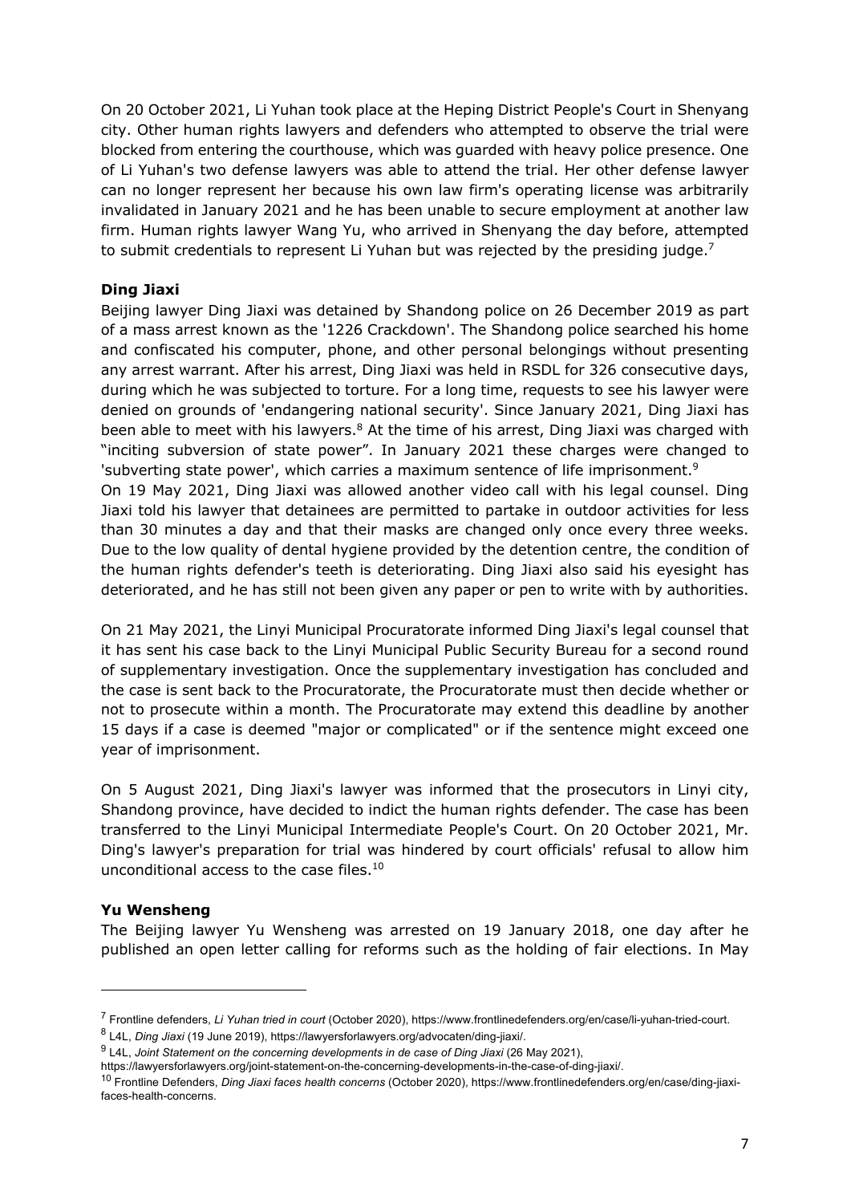On 20 October 2021, Li Yuhan took place at the Heping District People's Court in Shenyang city. Other human rights lawyers and defenders who attempted to observe the trial were blocked from entering the courthouse, which was guarded with heavy police presence. One of Li Yuhan's two defense lawyers was able to attend the trial. Her other defense lawyer can no longer represent her because his own law firm's operating license was arbitrarily invalidated in January 2021 and he has been unable to secure employment at another law firm. Human rights lawyer Wang Yu, who arrived in Shenyang the day before, attempted to submit credentials to represent Li Yuhan but was rejected by the presiding judge.[7]

**Ding Jiaxi**

Beijing lawyer Ding Jiaxi was detained by Shandong police on 26 December 2019 as part of a mass arrest known as the '1226 Crackdown'. The Shandong police searched his home and confiscated his computer, phone, and other personal belongings without presenting any arrest warrant. After his arrest, Ding Jiaxi was held in RSDL for 326 consecutive days, during which he was subjected to torture. For a long time, requests to see his lawyer were denied on grounds of 'endangering national security'. Since January 2021, Ding Jiaxi has been able to meet with his lawyers.[8] At the time of his arrest, Ding Jiaxi was charged with "inciting subversion of state power". In January 2021 these charges were changed to 'subverting state power', which carries a maximum sentence of life imprisonment.[9]

On 19 May 2021, Ding Jiaxi was allowed another video call with his legal counsel. Ding Jiaxi told his lawyer that detainees are permitted to partake in outdoor activities for less than 30 minutes a day and that their masks are changed only once every three weeks. Due to the low quality of dental hygiene provided by the detention centre, the condition of the human rights defender's teeth is deteriorating. Ding Jiaxi also said his eyesight has deteriorated, and he has still not been given any paper or pen to write with by authorities.

On 21 May 2021, the Linyi Municipal Procuratorate informed Ding Jiaxi's legal counsel that it has sent his case back to the Linyi Municipal Public Security Bureau for a second round of supplementary investigation. Once the supplementary investigation has concluded and the case is sent back to the Procuratorate, the Procuratorate must then decide whether or not to prosecute within a month. The Procuratorate may extend this deadline by another 15 days if a case is deemed "major or complicated" or if the sentence might exceed one year of imprisonment.

On 5 August 2021, Ding Jiaxi's lawyer was informed that the prosecutors in Linyi city, Shandong province, have decided to indict the human rights defender. The case has been transferred to the Linyi Municipal Intermediate People's Court. On 20 October 2021, Mr. Ding's lawyer's preparation for trial was hindered by court officials' refusal to allow him unconditional access to the case files.[10]

**Yu Wensheng**

The Beijing lawyer Yu Wensheng was arrested on 19 January 2018, one day after he published an open letter calling for reforms such as the holding of fair elections. In May

---

[7] Frontline defenders, *Li Yuhan tried in court* (October 2020), https://www.frontlinedefenders.org/en/case/li-yuhan-tried-court.

[8] L4L, *Ding Jiaxi* (19 June 2019), https://lawyersforlawyers.org/advocaten/ding-jiaxi/.

[9] L4L, *Joint Statement on the concerning developments in de case of Ding Jiaxi* (26 May 2021), https://lawyersforlawyers.org/joint-statement-on-the-concerning-developments-in-the-case-of-ding-jiaxi/.

[10] Frontline Defenders, *Ding Jiaxi faces health concerns* (October 2020), https://www.frontlinedefenders.org/en/case/ding-jiaxi-faces-health-concerns.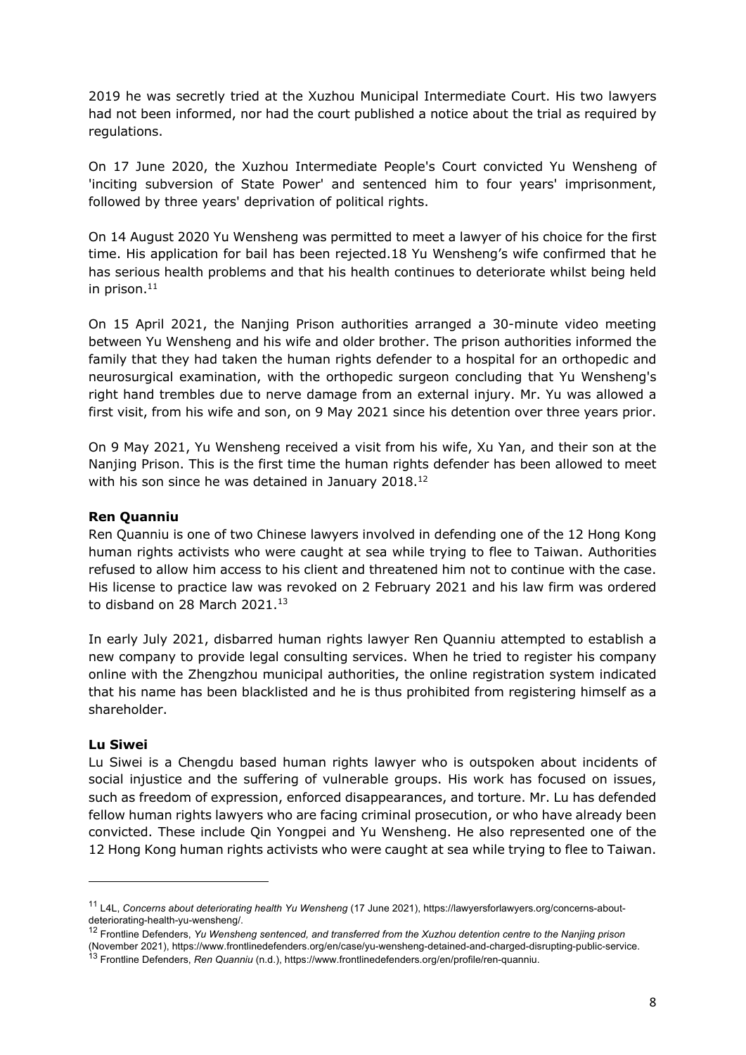2019 he was secretly tried at the Xuzhou Municipal Intermediate Court. His two lawyers had not been informed, nor had the court published a notice about the trial as required by regulations.

On 17 June 2020, the Xuzhou Intermediate People's Court convicted Yu Wensheng of 'inciting subversion of State Power' and sentenced him to four years' imprisonment, followed by three years' deprivation of political rights.

On 14 August 2020 Yu Wensheng was permitted to meet a lawyer of his choice for the first time. His application for bail has been rejected.18 Yu Wensheng's wife confirmed that he has serious health problems and that his health continues to deteriorate whilst being held in prison.[11]

On 15 April 2021, the Nanjing Prison authorities arranged a 30-minute video meeting between Yu Wensheng and his wife and older brother. The prison authorities informed the family that they had taken the human rights defender to a hospital for an orthopedic and neurosurgical examination, with the orthopedic surgeon concluding that Yu Wensheng's right hand trembles due to nerve damage from an external injury. Mr. Yu was allowed a first visit, from his wife and son, on 9 May 2021 since his detention over three years prior.

On 9 May 2021, Yu Wensheng received a visit from his wife, Xu Yan, and their son at the Nanjing Prison. This is the first time the human rights defender has been allowed to meet with his son since he was detained in January 2018.[12]

**Ren Quanniu**

Ren Quanniu is one of two Chinese lawyers involved in defending one of the 12 Hong Kong human rights activists who were caught at sea while trying to flee to Taiwan. Authorities refused to allow him access to his client and threatened him not to continue with the case. His license to practice law was revoked on 2 February 2021 and his law firm was ordered to disband on 28 March 2021.[13]

In early July 2021, disbarred human rights lawyer Ren Quanniu attempted to establish a new company to provide legal consulting services. When he tried to register his company online with the Zhengzhou municipal authorities, the online registration system indicated that his name has been blacklisted and he is thus prohibited from registering himself as a shareholder.

**Lu Siwei**

Lu Siwei is a Chengdu based human rights lawyer who is outspoken about incidents of social injustice and the suffering of vulnerable groups. His work has focused on issues, such as freedom of expression, enforced disappearances, and torture. Mr. Lu has defended fellow human rights lawyers who are facing criminal prosecution, or who have already been convicted. These include Qin Yongpei and Yu Wensheng. He also represented one of the 12 Hong Kong human rights activists who were caught at sea while trying to flee to Taiwan.

---

[11] L4L, *Concerns about deteriorating health Yu Wensheng* (17 June 2021), https://lawyersforlawyers.org/concerns-about-deteriorating-health-yu-wensheng/.

[12] Frontline Defenders, *Yu Wensheng sentenced, and transferred from the Xuzhou detention centre to the Nanjing prison* (November 2021), https://www.frontlinedefenders.org/en/case/yu-wensheng-detained-and-charged-disrupting-public-service.

[13] Frontline Defenders, *Ren Quanniu* (n.d.), https://www.frontlinedefenders.org/en/profile/ren-quanniu.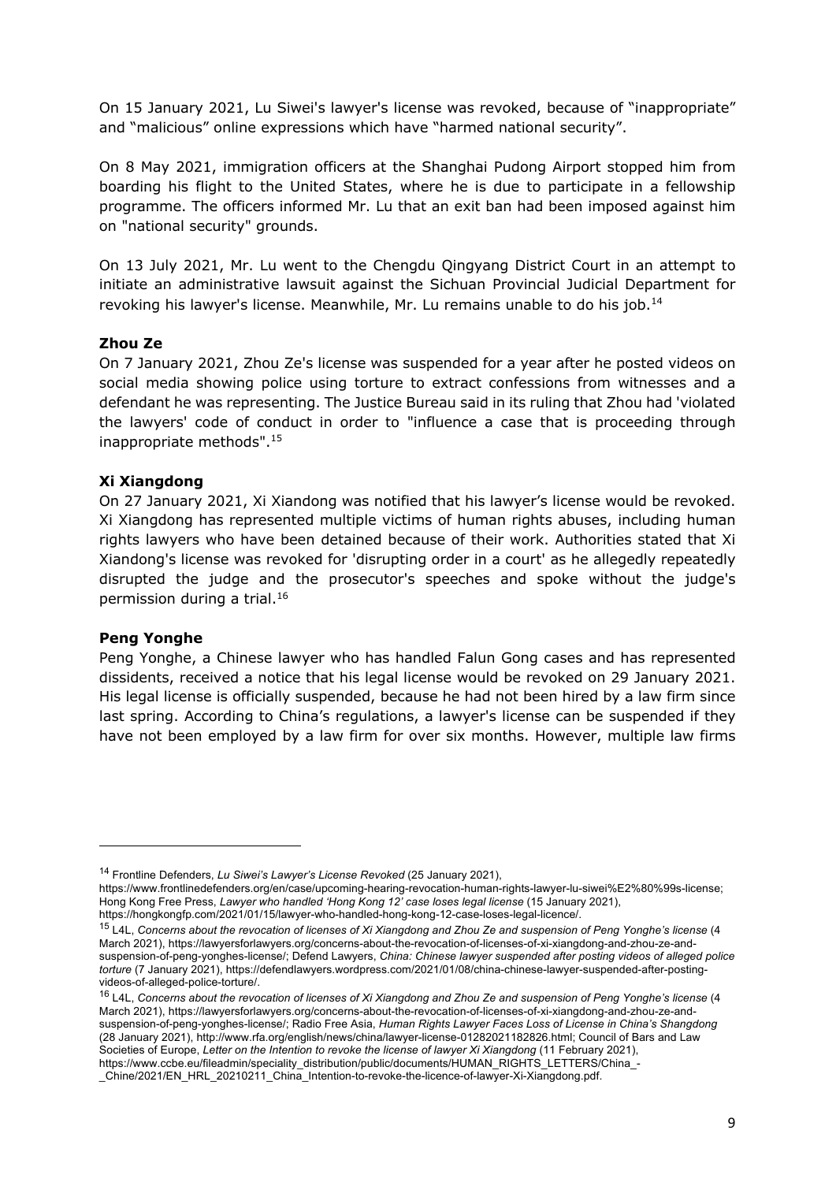On 15 January 2021, Lu Siwei's lawyer's license was revoked, because of "inappropriate" and "malicious" online expressions which have "harmed national security".

On 8 May 2021, immigration officers at the Shanghai Pudong Airport stopped him from boarding his flight to the United States, where he is due to participate in a fellowship programme. The officers informed Mr. Lu that an exit ban had been imposed against him on "national security" grounds.

On 13 July 2021, Mr. Lu went to the Chengdu Qingyang District Court in an attempt to initiate an administrative lawsuit against the Sichuan Provincial Judicial Department for revoking his lawyer's license. Meanwhile, Mr. Lu remains unable to do his job.[14]

**Zhou Ze**

On 7 January 2021, Zhou Ze's license was suspended for a year after he posted videos on social media showing police using torture to extract confessions from witnesses and a defendant he was representing. The Justice Bureau said in its ruling that Zhou had 'violated the lawyers' code of conduct in order to "influence a case that is proceeding through inappropriate methods".[15]

**Xi Xiangdong**

On 27 January 2021, Xi Xiandong was notified that his lawyer's license would be revoked. Xi Xiangdong has represented multiple victims of human rights abuses, including human rights lawyers who have been detained because of their work. Authorities stated that Xi Xiandong's license was revoked for 'disrupting order in a court' as he allegedly repeatedly disrupted the judge and the prosecutor's speeches and spoke without the judge's permission during a trial.[16]

**Peng Yonghe**

Peng Yonghe, a Chinese lawyer who has handled Falun Gong cases and has represented dissidents, received a notice that his legal license would be revoked on 29 January 2021. His legal license is officially suspended, because he had not been hired by a law firm since last spring. According to China's regulations, a lawyer's license can be suspended if they have not been employed by a law firm for over six months. However, multiple law firms

---

[14] Frontline Defenders, *Lu Siwei's Lawyer's License Revoked* (25 January 2021), https://www.frontlinedefenders.org/en/case/upcoming-hearing-revocation-human-rights-lawyer-lu-siwei%E2%80%99s-license; Hong Kong Free Press, *Lawyer who handled 'Hong Kong 12' case loses legal license* (15 January 2021), https://hongkongfp.com/2021/01/15/lawyer-who-handled-hong-kong-12-case-loses-legal-licence/.

[15] L4L, *Concerns about the revocation of licenses of Xi Xiangdong and Zhou Ze and suspension of Peng Yonghe's license* (4 March 2021), https://lawyersforlawyers.org/concerns-about-the-revocation-of-licenses-of-xi-xiangdong-and-zhou-ze-and-suspension-of-peng-yonghes-license/; Defend Lawyers, *China: Chinese lawyer suspended after posting videos of alleged police torture* (7 January 2021), https://defendlawyers.wordpress.com/2021/01/08/china-chinese-lawyer-suspended-after-posting-videos-of-alleged-police-torture/.

[16] L4L, *Concerns about the revocation of licenses of Xi Xiangdong and Zhou Ze and suspension of Peng Yonghe's license* (4 March 2021), https://lawyersforlawyers.org/concerns-about-the-revocation-of-licenses-of-xi-xiangdong-and-zhou-ze-and-suspension-of-peng-yonghes-license/; Radio Free Asia, *Human Rights Lawyer Faces Loss of License in China's Shangdong* (28 January 2021), http://www.rfa.org/english/news/china/lawyer-license-01282021182826.html; Council of Bars and Law Societies of Europe, *Letter on the Intention to revoke the license of lawyer Xi Xiangdong* (11 February 2021), https://www.ccbe.eu/fileadmin/speciality_distribution/public/documents/HUMAN_RIGHTS_LETTERS/China_-_Chine/2021/EN_HRL_20210211_China_Intention-to-revoke-the-licence-of-lawyer-Xi-Xiangdong.pdf.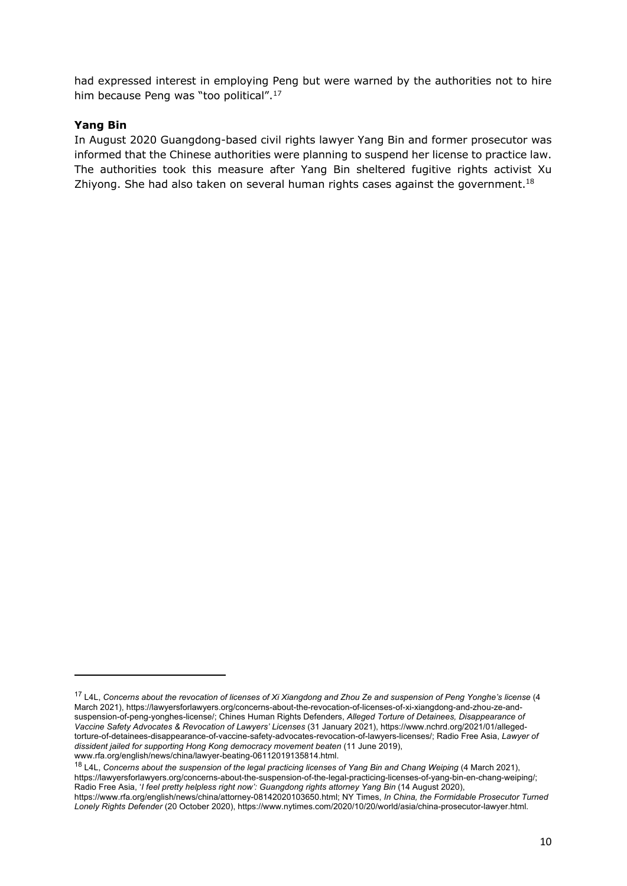had expressed interest in employing Peng but were warned by the authorities not to hire him because Peng was "too political".[17]

**Yang Bin**

In August 2020 Guangdong-based civil rights lawyer Yang Bin and former prosecutor was informed that the Chinese authorities were planning to suspend her license to practice law. The authorities took this measure after Yang Bin sheltered fugitive rights activist Xu Zhiyong. She had also taken on several human rights cases against the government.[18]

---

[17] L4L, *Concerns about the revocation of licenses of Xi Xiangdong and Zhou Ze and suspension of Peng Yonghe's license* (4 March 2021), https://lawyersforlawyers.org/concerns-about-the-revocation-of-licenses-of-xi-xiangdong-and-zhou-ze-and-suspension-of-peng-yonghes-license/; Chines Human Rights Defenders, *Alleged Torture of Detainees, Disappearance of Vaccine Safety Advocates & Revocation of Lawyers' Licenses* (31 January 2021), https://www.nchrd.org/2021/01/alleged-torture-of-detainees-disappearance-of-vaccine-safety-advocates-revocation-of-lawyers-licenses/; Radio Free Asia, *Lawyer of dissident jailed for supporting Hong Kong democracy movement beaten* (11 June 2019), www.rfa.org/english/news/china/lawyer-beating-06112019135814.html.

[18] L4L, *Concerns about the suspension of the legal practicing licenses of Yang Bin and Chang Weiping* (4 March 2021), https://lawyersforlawyers.org/concerns-about-the-suspension-of-the-legal-practicing-licenses-of-yang-bin-en-chang-weiping/; Radio Free Asia, '*I feel pretty helpless right now': Guangdong rights attorney Yang Bin* (14 August 2020), https://www.rfa.org/english/news/china/attorney-08142020103650.html; NY Times, *In China, the Formidable Prosecutor Turned Lonely Rights Defender* (20 October 2020), https://www.nytimes.com/2020/10/20/world/asia/china-prosecutor-lawyer.html.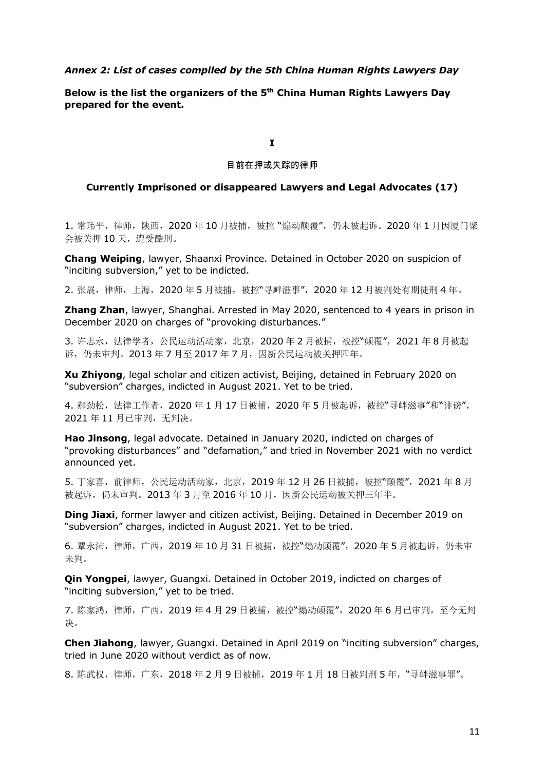*Annex 2: List of cases compiled by the 5th China Human Rights Lawyers Day*

**Below is the list the organizers of the 5th China Human Rights Lawyers Day prepared for the event.**

## I

### 目前在押或失踪的律师

### Currently Imprisoned or disappeared Lawyers and Legal Advocates (17)

1. 常玮平，律师，陕西，2020 年 10 月被捕，被控 "煽动颠覆"，仍未被起诉。2020 年 1 月因厦门聚会被关押 10 天，遭受酷刑。

**Chang Weiping**, lawyer, Shaanxi Province. Detained in October 2020 on suspicion of "inciting subversion," yet to be indicted.

2. 张展，律师，上海，2020 年 5 月被捕，被控"寻衅滋事"，2020 年 12 月被判处有期徒刑 4 年。

**Zhang Zhan**, lawyer, Shanghai. Arrested in May 2020, sentenced to 4 years in prison in December 2020 on charges of "provoking disturbances."

3. 许志永，法律学者，公民运动活动家，北京，2020 年 2 月被捕，被控"颠覆"，2021 年 8 月被起诉，仍未审判。2013 年 7 月至 2017 年 7 月，因新公民运动被关押四年。

**Xu Zhiyong**, legal scholar and citizen activist, Beijing, detained in February 2020 on "subversion" charges, indicted in August 2021. Yet to be tried.

4. 郝劲松，法律工作者，2020 年 1 月 17 日被捕，2020 年 5 月被起诉，被控"寻衅滋事"和"诽谤"，2021 年 11 月已审判，无判决。

**Hao Jinsong**, legal advocate. Detained in January 2020, indicted on charges of "provoking disturbances" and "defamation," and tried in November 2021 with no verdict announced yet.

5. 丁家喜，前律师，公民运动活动家，北京，2019 年 12 月 26 日被捕，被控"颠覆"，2021 年 8 月被起诉，仍未审判。2013 年 3 月至 2016 年 10 月，因新公民运动被关押三年半。

**Ding Jiaxi**, former lawyer and citizen activist, Beijing. Detained in December 2019 on "subversion" charges, indicted in August 2021. Yet to be tried.

6. 覃永沛，律师，广西，2019 年 10 月 31 日被捕，被控"煽动颠覆"，2020 年 5 月被起诉，仍未审未判。

**Qin Yongpei**, lawyer, Guangxi. Detained in October 2019, indicted on charges of "inciting subversion," yet to be tried.

7. 陈家鸿，律师，广西，2019 年 4 月 29 日被捕，被控"煽动颠覆"，2020 年 6 月已审判，至今无判决。

**Chen Jiahong**, lawyer, Guangxi. Detained in April 2019 on "inciting subversion" charges, tried in June 2020 without verdict as of now.

8. 陈武权，律师，广东，2018 年 2 月 9 日被捕，2019 年 1 月 18 日被判刑 5 年，"寻衅滋事罪"。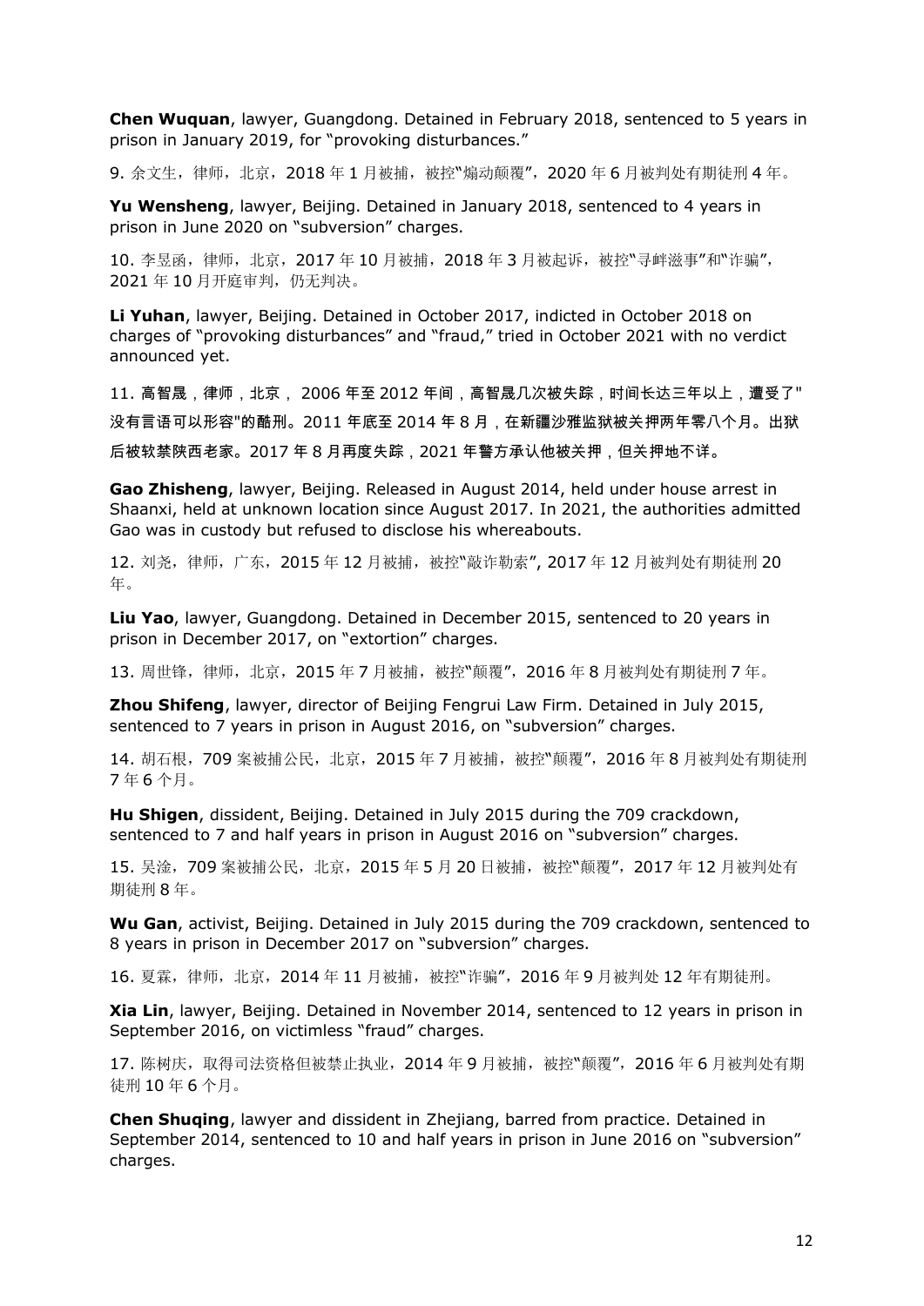**Chen Wuquan**, lawyer, Guangdong. Detained in February 2018, sentenced to 5 years in prison in January 2019, for "provoking disturbances."

9. 余文生，律师，北京，2018 年 1 月被捕，被控"煽动颠覆"，2020 年 6 月被判处有期徒刑 4 年。

**Yu Wensheng**, lawyer, Beijing. Detained in January 2018, sentenced to 4 years in prison in June 2020 on "subversion" charges.

10. 李昱函，律师，北京，2017 年 10 月被捕，2018 年 3 月被起诉，被控"寻衅滋事"和"诈骗"，2021 年 10 月开庭审判，仍无判决。

**Li Yuhan**, lawyer, Beijing. Detained in October 2017, indicted in October 2018 on charges of "provoking disturbances" and "fraud," tried in October 2021 with no verdict announced yet.

11. **高智晟，律师，北京， 2006 年至 2012 年间，高智晟几次被失踪，时间长达三年以上，遭受了"没有言语可以形容"的酷刑。2011 年底至 2014 年 8 月，在新疆沙雅监狱被关押两年零八个月。出狱后被软禁陕西老家。2017 年 8 月再度失踪，2021 年警方承认他被关押，但关押地不详。**

**Gao Zhisheng**, lawyer, Beijing. Released in August 2014, held under house arrest in Shaanxi, held at unknown location since August 2017. In 2021, the authorities admitted Gao was in custody but refused to disclose his whereabouts.

12. 刘尧，律师，广东，2015 年 12 月被捕，被控"敲诈勒索"，2017 年 12 月被判处有期徒刑 20 年。

**Liu Yao**, lawyer, Guangdong. Detained in December 2015, sentenced to 20 years in prison in December 2017, on "extortion" charges.

13. 周世锋，律师，北京，2015 年 7 月被捕，被控"颠覆"，2016 年 8 月被判处有期徒刑 7 年。

**Zhou Shifeng**, lawyer, director of Beijing Fengrui Law Firm. Detained in July 2015, sentenced to 7 years in prison in August 2016, on "subversion" charges.

14. 胡石根，709 案被捕公民，北京，2015 年 7 月被捕，被控"颠覆"，2016 年 8 月被判处有期徒刑 7 年 6 个月。

**Hu Shigen**, dissident, Beijing. Detained in July 2015 during the 709 crackdown, sentenced to 7 and half years in prison in August 2016 on "subversion" charges.

15. 吴淦，709 案被捕公民，北京，2015 年 5 月 20 日被捕，被控"颠覆"，2017 年 12 月被判处有期徒刑 8 年。

**Wu Gan**, activist, Beijing. Detained in July 2015 during the 709 crackdown, sentenced to 8 years in prison in December 2017 on "subversion" charges.

16. 夏霖，律师，北京，2014 年 11 月被捕，被控"诈骗"，2016 年 9 月被判处 12 年有期徒刑。

**Xia Lin**, lawyer, Beijing. Detained in November 2014, sentenced to 12 years in prison in September 2016, on victimless "fraud" charges.

17. 陈树庆，取得司法资格但被禁止执业，2014 年 9 月被捕，被控"颠覆"，2016 年 6 月被判处有期徒刑 10 年 6 个月。

**Chen Shuqing**, lawyer and dissident in Zhejiang, barred from practice. Detained in September 2014, sentenced to 10 and half years in prison in June 2016 on "subversion" charges.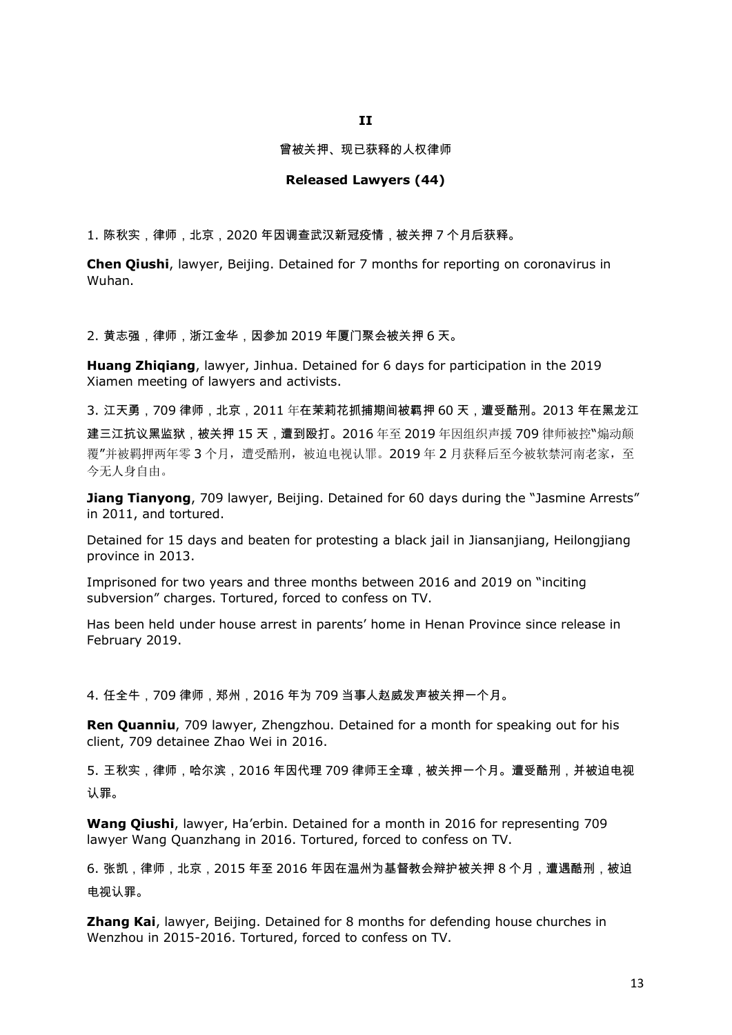## II

### 曾被关押、现已获释的人权律师

### Released Lawyers (44)

1. 陈秋实，律师，北京，2020 年因调查武汉新冠疫情，被关押 7 个月后获释。

**Chen Qiushi**, lawyer, Beijing. Detained for 7 months for reporting on coronavirus in Wuhan.

2. 黄志强，律师，浙江金华，因参加 2019 年厦门聚会被关押 6 天。

**Huang Zhiqiang**, lawyer, Jinhua. Detained for 6 days for participation in the 2019 Xiamen meeting of lawyers and activists.

3. 江天勇，709 律师，北京，2011 年在茉莉花抓捕期间被羁押 60 天，遭受酷刑。2013 年在黑龙江建三江抗议黑监狱，被关押 15 天，遭到殴打。2016 年至 2019 年因组织声援 709 律师被控"煽动颠覆"并被羁押两年零 3 个月，遭受酷刑，被迫电视认罪。2019 年 2 月获释后至今被软禁河南老家，至今无人身自由。

**Jiang Tianyong**, 709 lawyer, Beijing. Detained for 60 days during the "Jasmine Arrests" in 2011, and tortured.

Detained for 15 days and beaten for protesting a black jail in Jiansanjiang, Heilongjiang province in 2013.

Imprisoned for two years and three months between 2016 and 2019 on "inciting subversion" charges. Tortured, forced to confess on TV.

Has been held under house arrest in parents' home in Henan Province since release in February 2019.

4. 任全牛，709 律师，郑州，2016 年为 709 当事人赵威发声被关押一个月。

**Ren Quanniu**, 709 lawyer, Zhengzhou. Detained for a month for speaking out for his client, 709 detainee Zhao Wei in 2016.

5. 王秋实，律师，哈尔滨，2016 年因代理 709 律师王全璋，被关押一个月。遭受酷刑，并被迫电视认罪。

**Wang Qiushi**, lawyer, Ha'erbin. Detained for a month in 2016 for representing 709 lawyer Wang Quanzhang in 2016. Tortured, forced to confess on TV.

6. 张凯，律师，北京，2015 年至 2016 年因在温州为基督教会辩护被关押 8 个月，遭遇酷刑，被迫电视认罪。

**Zhang Kai**, lawyer, Beijing. Detained for 8 months for defending house churches in Wenzhou in 2015-2016. Tortured, forced to confess on TV.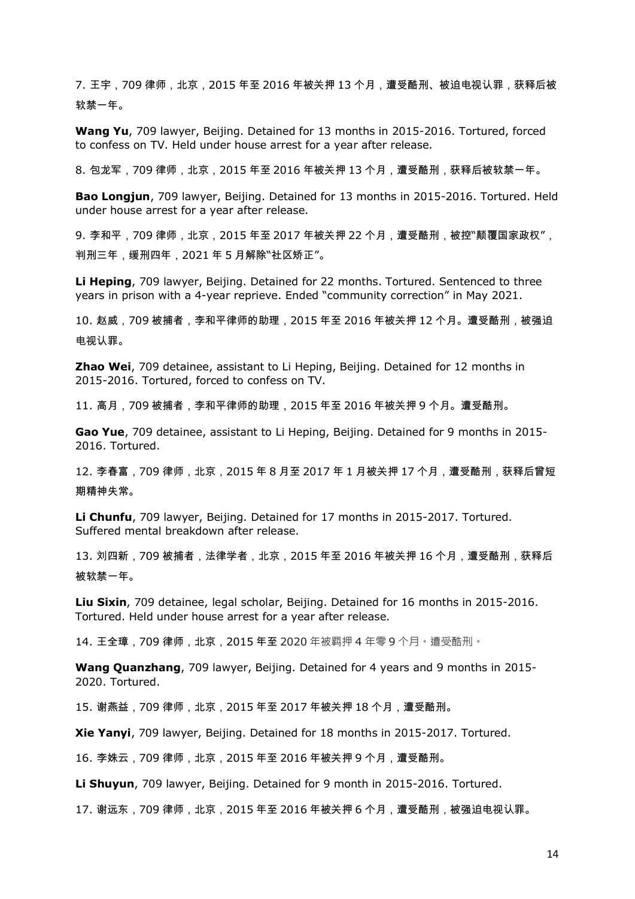7. 王宇，709 律师，北京，2015 年至 2016 年被关押 13 个月，遭受酷刑、被迫电视认罪，获释后被软禁一年。

**Wang Yu**, 709 lawyer, Beijing. Detained for 13 months in 2015-2016. Tortured, forced to confess on TV. Held under house arrest for a year after release.

8. 包龙军，709 律师，北京，2015 年至 2016 年被关押 13 个月，遭受酷刑，获释后被软禁一年。

**Bao Longjun**, 709 lawyer, Beijing. Detained for 13 months in 2015-2016. Tortured. Held under house arrest for a year after release.

9. 李和平，709 律师，北京，2015 年至 2017 年被关押 22 个月，遭受酷刑，被控"颠覆国家政权"，判刑三年，缓刑四年，2021 年 5 月解除"社区矫正"。

**Li Heping**, 709 lawyer, Beijing. Detained for 22 months. Tortured. Sentenced to three years in prison with a 4-year reprieve. Ended "community correction" in May 2021.

10. 赵威，709 被捕者，李和平律师的助理，2015 年至 2016 年被关押 12 个月。遭受酷刑，被强迫电视认罪。

**Zhao Wei**, 709 detainee, assistant to Li Heping, Beijing. Detained for 12 months in 2015-2016. Tortured, forced to confess on TV.

11. 高月，709 被捕者，李和平律师的助理，2015 年至 2016 年被关押 9 个月。遭受酷刑。

**Gao Yue**, 709 detainee, assistant to Li Heping, Beijing. Detained for 9 months in 2015-2016. Tortured.

12. 李春富，709 律师，北京，2015 年 8 月至 2017 年 1 月被关押 17 个月，遭受酷刑，获释后曾短期精神失常。

**Li Chunfu**, 709 lawyer, Beijing. Detained for 17 months in 2015-2017. Tortured. Suffered mental breakdown after release.

13. 刘四新，709 被捕者，法律学者，北京，2015 年至 2016 年被关押 16 个月，遭受酷刑，获释后被软禁一年。

**Liu Sixin**, 709 detainee, legal scholar, Beijing. Detained for 16 months in 2015-2016. Tortured. Held under house arrest for a year after release.

14. 王全璋，709 律师，北京，2015 年至 2020 年被羁押 4 年零 9 个月。遭受酷刑。

**Wang Quanzhang**, 709 lawyer, Beijing. Detained for 4 years and 9 months in 2015-2020. Tortured.

15. 谢燕益，709 律师，北京，2015 年至 2017 年被关押 18 个月，遭受酷刑。

**Xie Yanyi**, 709 lawyer, Beijing. Detained for 18 months in 2015-2017. Tortured.

16. 李姝云，709 律师，北京，2015 年至 2016 年被关押 9 个月，遭受酷刑。

**Li Shuyun**, 709 lawyer, Beijing. Detained for 9 month in 2015-2016. Tortured.

17. 谢远东，709 律师，北京，2015 年至 2016 年被关押 6 个月，遭受酷刑，被强迫电视认罪。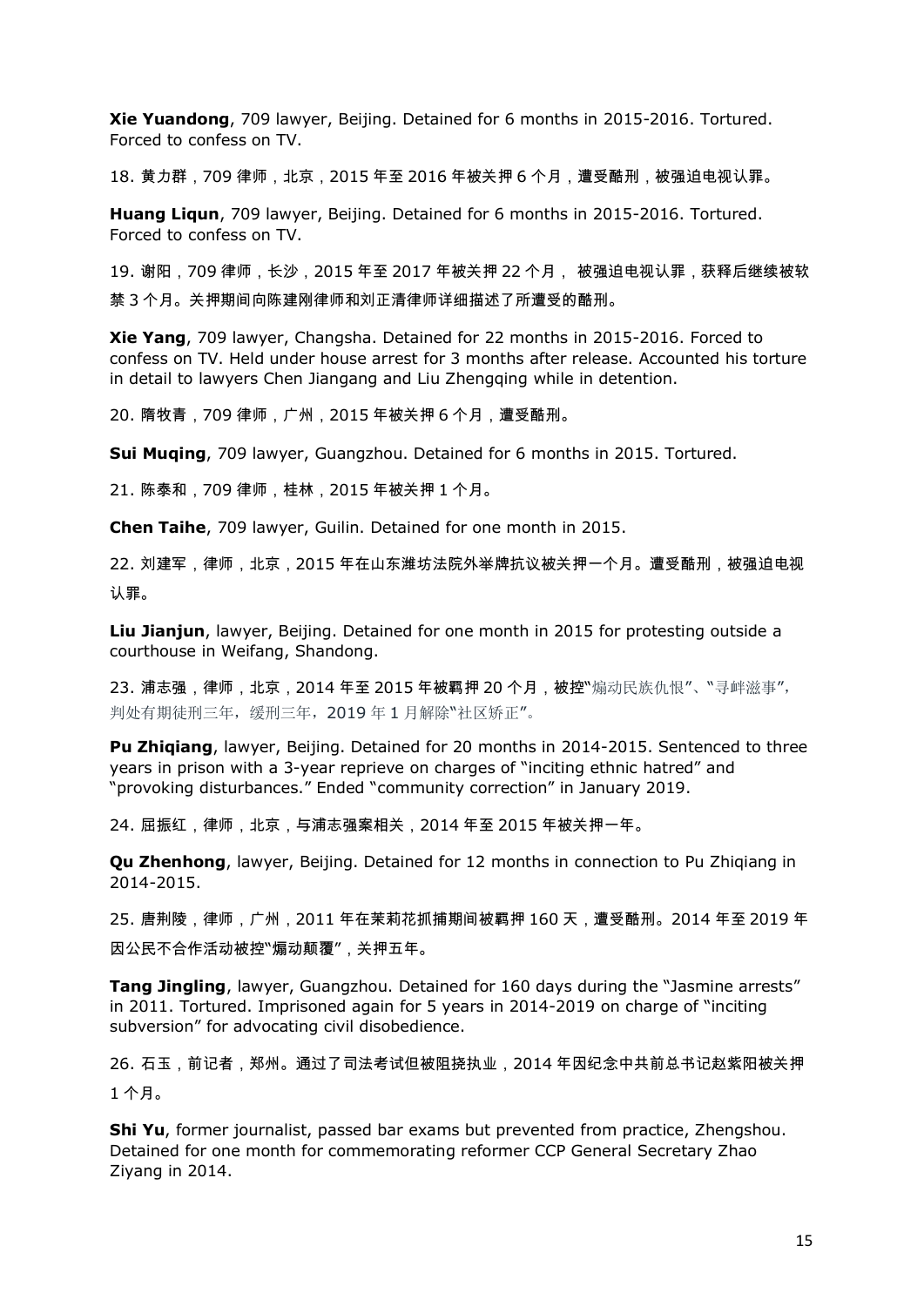**Xie Yuandong**, 709 lawyer, Beijing. Detained for 6 months in 2015-2016. Tortured. Forced to confess on TV.

18. 黄力群，709 律师，北京，2015 年至 2016 年被关押 6 个月，遭受酷刑，被强迫电视认罪。

**Huang Liqun**, 709 lawyer, Beijing. Detained for 6 months in 2015-2016. Tortured. Forced to confess on TV.

19. 谢阳，709 律师，长沙，2015 年至 2017 年被关押 22 个月， 被强迫电视认罪，获释后继续被软禁 3 个月。关押期间向陈建刚律师和刘正清律师详细描述了所遭受的酷刑。

**Xie Yang**, 709 lawyer, Changsha. Detained for 22 months in 2015-2016. Forced to confess on TV. Held under house arrest for 3 months after release. Accounted his torture in detail to lawyers Chen Jiangang and Liu Zhengqing while in detention.

20. 隋牧青，709 律师，广州，2015 年被关押 6 个月，遭受酷刑。

**Sui Muqing**, 709 lawyer, Guangzhou. Detained for 6 months in 2015. Tortured.

21. 陈泰和，709 律师，桂林，2015 年被关押 1 个月。

**Chen Taihe**, 709 lawyer, Guilin. Detained for one month in 2015.

22. 刘建军，律师，北京，2015 年在山东潍坊法院外举牌抗议被关押一个月。遭受酷刑，被强迫电视认罪。

**Liu Jianjun**, lawyer, Beijing. Detained for one month in 2015 for protesting outside a courthouse in Weifang, Shandong.

23. 浦志强，律师，北京，2014 年至 2015 年被羁押 20 个月，被控"煽动民族仇恨"、"寻衅滋事"，判处有期徒刑三年，缓刑三年，2019 年 1 月解除"社区矫正"。

**Pu Zhiqiang**, lawyer, Beijing. Detained for 20 months in 2014-2015. Sentenced to three years in prison with a 3-year reprieve on charges of "inciting ethnic hatred" and "provoking disturbances." Ended "community correction" in January 2019.

24. 屈振红，律师，北京，与浦志强案相关，2014 年至 2015 年被关押一年。

**Qu Zhenhong**, lawyer, Beijing. Detained for 12 months in connection to Pu Zhiqiang in 2014-2015.

25. 唐荆陵，律师，广州，2011 年在茉莉花抓捕期间被羁押 160 天，遭受酷刑。2014 年至 2019 年因公民不合作活动被控"煽动颠覆"，关押五年。

**Tang Jingling**, lawyer, Guangzhou. Detained for 160 days during the "Jasmine arrests" in 2011. Tortured. Imprisoned again for 5 years in 2014-2019 on charge of "inciting subversion" for advocating civil disobedience.

26. 石玉，前记者，郑州。通过了司法考试但被阻挠执业，2014 年因纪念中共前总书记赵紫阳被关押 1 个月。

**Shi Yu**, former journalist, passed bar exams but prevented from practice, Zhengshou. Detained for one month for commemorating reformer CCP General Secretary Zhao Ziyang in 2014.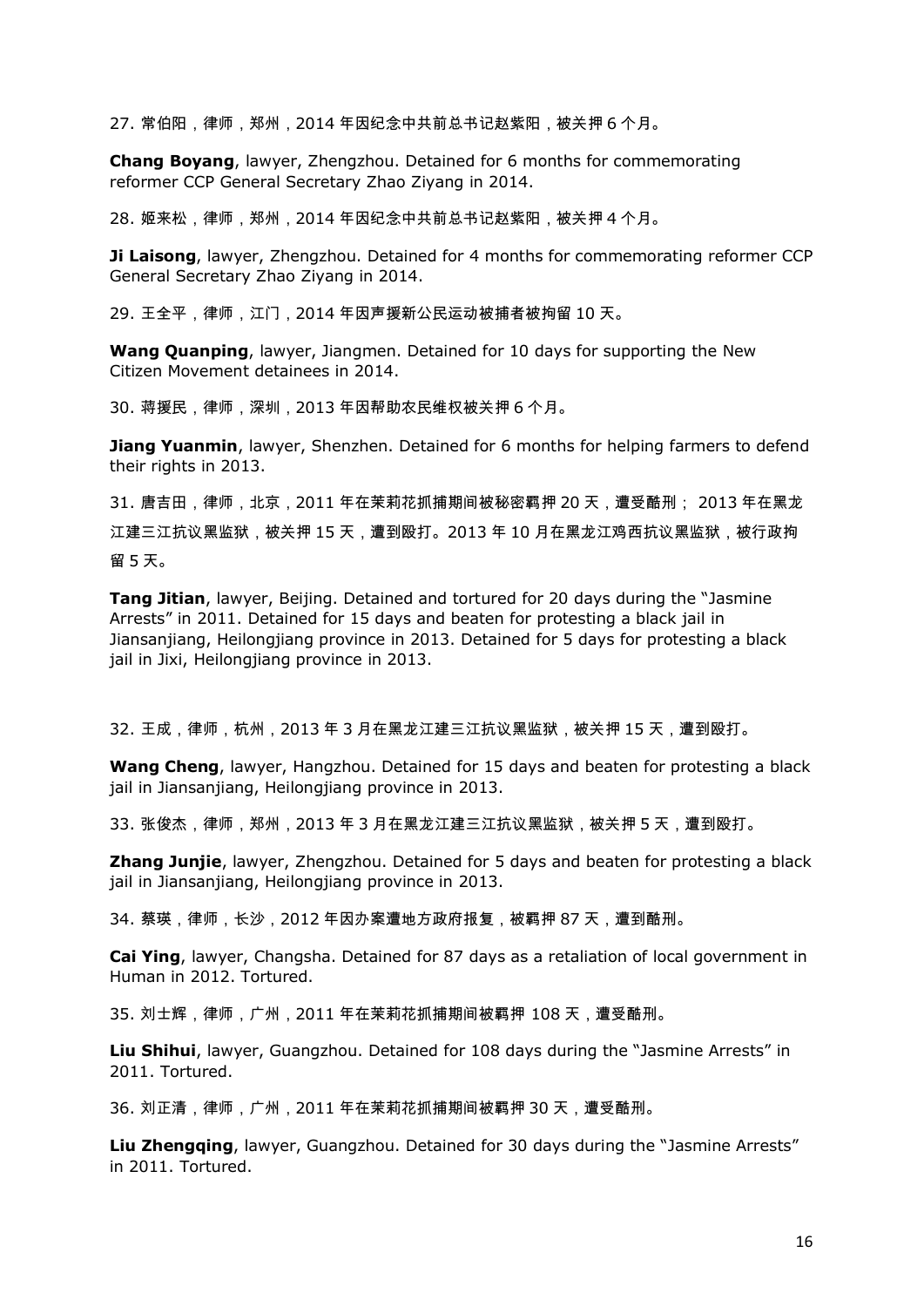27. 常伯阳，律师，郑州，2014 年因纪念中共前总书记赵紫阳，被关押 6 个月。

**Chang Boyang**, lawyer, Zhengzhou. Detained for 6 months for commemorating reformer CCP General Secretary Zhao Ziyang in 2014.

28. 姬来松，律师，郑州，2014 年因纪念中共前总书记赵紫阳，被关押 4 个月。

**Ji Laisong**, lawyer, Zhengzhou. Detained for 4 months for commemorating reformer CCP General Secretary Zhao Ziyang in 2014.

29. 王全平，律师，江门，2014 年因声援新公民运动被捕者被拘留 10 天。

**Wang Quanping**, lawyer, Jiangmen. Detained for 10 days for supporting the New Citizen Movement detainees in 2014.

30. 蒋援民，律师，深圳，2013 年因帮助农民维权被关押 6 个月。

**Jiang Yuanmin**, lawyer, Shenzhen. Detained for 6 months for helping farmers to defend their rights in 2013.

31. 唐吉田，律师，北京，2011 年在茉莉花抓捕期间被秘密羁押 20 天，遭受酷刑； 2013 年在黑龙江建三江抗议黑监狱，被关押 15 天，遭到殴打。2013 年 10 月在黑龙江鸡西抗议黑监狱，被行政拘留 5 天。

**Tang Jitian**, lawyer, Beijing. Detained and tortured for 20 days during the "Jasmine Arrests" in 2011. Detained for 15 days and beaten for protesting a black jail in Jiansanjiang, Heilongjiang province in 2013. Detained for 5 days for protesting a black jail in Jixi, Heilongjiang province in 2013.

32. 王成，律师，杭州，2013 年 3 月在黑龙江建三江抗议黑监狱，被关押 15 天，遭到殴打。

**Wang Cheng**, lawyer, Hangzhou. Detained for 15 days and beaten for protesting a black jail in Jiansanjiang, Heilongjiang province in 2013.

33. 张俊杰，律师，郑州，2013 年 3 月在黑龙江建三江抗议黑监狱，被关押 5 天，遭到殴打。

**Zhang Junjie**, lawyer, Zhengzhou. Detained for 5 days and beaten for protesting a black jail in Jiansanjiang, Heilongjiang province in 2013.

34. 蔡瑛，律师，长沙，2012 年因办案遭地方政府报复，被羁押 87 天，遭到酷刑。

**Cai Ying**, lawyer, Changsha. Detained for 87 days as a retaliation of local government in Human in 2012. Tortured.

35. 刘士辉，律师，广州，2011 年在茉莉花抓捕期间被羁押 108 天，遭受酷刑。

**Liu Shihui**, lawyer, Guangzhou. Detained for 108 days during the "Jasmine Arrests" in 2011. Tortured.

36. 刘正清，律师，广州，2011 年在茉莉花抓捕期间被羁押 30 天，遭受酷刑。

**Liu Zhengqing**, lawyer, Guangzhou. Detained for 30 days during the "Jasmine Arrests" in 2011. Tortured.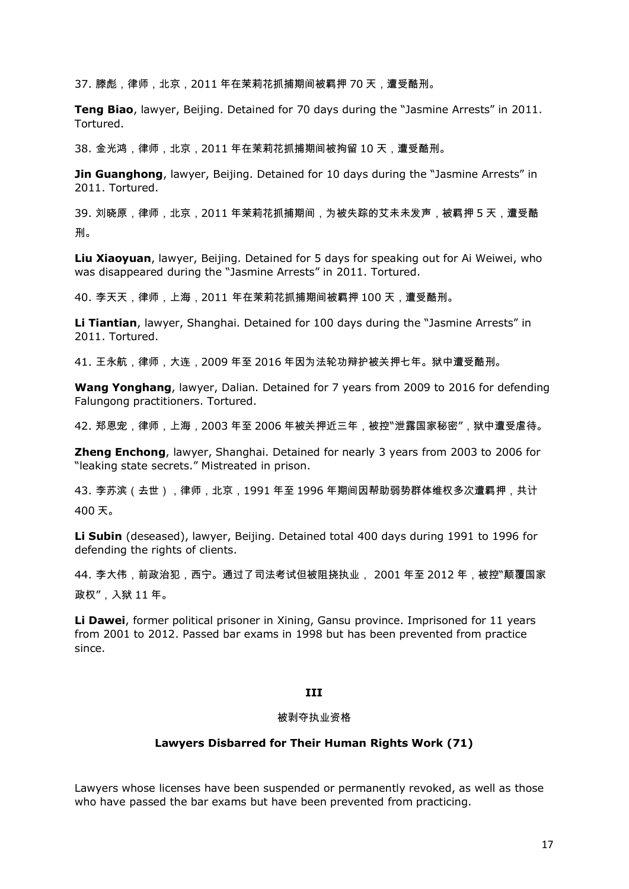37. 滕彪，律师，北京，2011 年在茉莉花抓捕期间被羁押 70 天，遭受酷刑。

**Teng Biao**, lawyer, Beijing. Detained for 70 days during the "Jasmine Arrests" in 2011. Tortured.

38. 金光鸿，律师，北京，2011 年在茉莉花抓捕期间被拘留 10 天，遭受酷刑。

**Jin Guanghong**, lawyer, Beijing. Detained for 10 days during the "Jasmine Arrests" in 2011. Tortured.

39. 刘晓原，律师，北京，2011 年茉莉花抓捕期间，为被失踪的艾未未发声，被羁押 5 天，遭受酷刑。

**Liu Xiaoyuan**, lawyer, Beijing. Detained for 5 days for speaking out for Ai Weiwei, who was disappeared during the "Jasmine Arrests" in 2011. Tortured.

40. 李天天，律师，上海，2011 年在茉莉花抓捕期间被羁押 100 天，遭受酷刑。

**Li Tiantian**, lawyer, Shanghai. Detained for 100 days during the "Jasmine Arrests" in 2011. Tortured.

41. 王永航，律师，大连，2009 年至 2016 年因为法轮功辩护被关押七年。狱中遭受酷刑。

**Wang Yonghang**, lawyer, Dalian. Detained for 7 years from 2009 to 2016 for defending Falungong practitioners. Tortured.

42. 郑恩宠，律师，上海，2003 年至 2006 年被关押近三年，被控"泄露国家秘密"，狱中遭受虐待。

**Zheng Enchong**, lawyer, Shanghai. Detained for nearly 3 years from 2003 to 2006 for "leaking state secrets." Mistreated in prison.

43. 李苏滨（去世），律师，北京，1991 年至 1996 年期间因帮助弱势群体维权多次遭羁押，共计 400 天。

**Li Subin** (deseased), lawyer, Beijing. Detained total 400 days during 1991 to 1996 for defending the rights of clients.

44. 李大伟，前政治犯，西宁。通过了司法考试但被阻挠执业， 2001 年至 2012 年，被控"颠覆国家政权"，入狱 11 年。

**Li Dawei**, former political prisoner in Xining, Gansu province. Imprisoned for 11 years from 2001 to 2012. Passed bar exams in 1998 but has been prevented from practice since.

## III

### 被剥夺执业资格

### Lawyers Disbarred for Their Human Rights Work (71)

Lawyers whose licenses have been suspended or permanently revoked, as well as those who have passed the bar exams but have been prevented from practicing.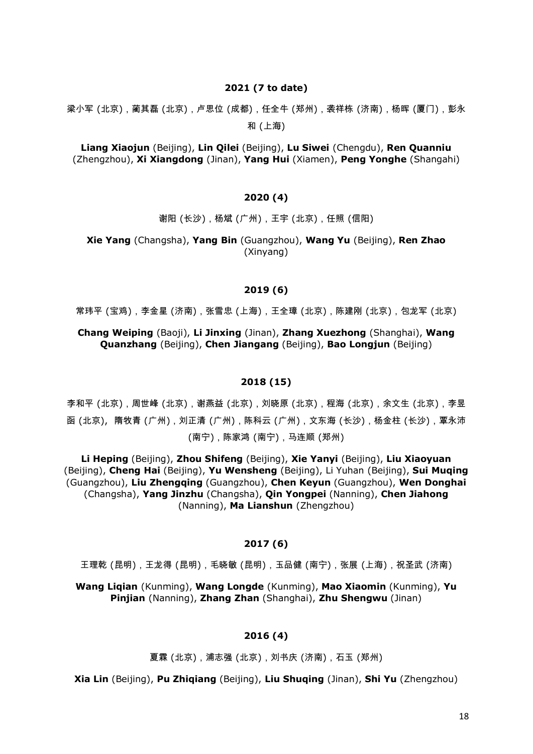**2021 (7 to date)**

梁小军 (北京)，蔺其磊 (北京)，卢思位 (成都)，任全牛 (郑州)，袭祥栋 (济南)，杨晖 (厦门)，彭永和 (上海)

**Liang Xiaojun** (Beijing), **Lin Qilei** (Beijing), **Lu Siwei** (Chengdu), **Ren Quanniu** (Zhengzhou), **Xi Xiangdong** (Jinan), **Yang Hui** (Xiamen), **Peng Yonghe** (Shangahi)

**2020 (4)**

谢阳 (长沙)，杨斌 (广州)，王宇 (北京)，任照 (信阳)

**Xie Yang** (Changsha), **Yang Bin** (Guangzhou), **Wang Yu** (Beijing), **Ren Zhao** (Xinyang)

**2019 (6)**

常玮平 (宝鸡)，李金星 (济南)，张雪忠 (上海)，王全璋 (北京)，陈建刚 (北京)，包龙军 (北京)

**Chang Weiping** (Baoji), **Li Jinxing** (Jinan), **Zhang Xuezhong** (Shanghai), **Wang Quanzhang** (Beijing), **Chen Jiangang** (Beijing), **Bao Longjun** (Beijing)

**2018 (15)**

李和平 (北京)，周世峰 (北京)，谢燕益 (北京)，刘晓原 (北京)，程海 (北京)，余文生 (北京)，李昱函 (北京)，隋牧青 (广州)，刘正清 (广州)，陈科云 (广州)，文东海 (长沙)，杨金柱 (长沙)，覃永沛 (南宁)，陈家鸿 (南宁)，马连顺 (郑州)

**Li Heping** (Beijing), **Zhou Shifeng** (Beijing), **Xie Yanyi** (Beijing), **Liu Xiaoyuan** (Beijing), **Cheng Hai** (Beijing), **Yu Wensheng** (Beijing), Li Yuhan (Beijing), **Sui Muqing** (Guangzhou), **Liu Zhengqing** (Guangzhou), **Chen Keyun** (Guangzhou), **Wen Donghai** (Changsha), **Yang Jinzhu** (Changsha), **Qin Yongpei** (Nanning), **Chen Jiahong** (Nanning), **Ma Lianshun** (Zhengzhou)

**2017 (6)**

王理乾 (昆明)，王龙得 (昆明)，毛晓敏 (昆明)，玉品健 (南宁)，张展 (上海)，祝圣武 (济南)

**Wang Liqian** (Kunming), **Wang Longde** (Kunming), **Mao Xiaomin** (Kunming), **Yu Pinjian** (Nanning), **Zhang Zhan** (Shanghai), **Zhu Shengwu** (Jinan)

**2016 (4)**

夏霖 (北京)，浦志强 (北京)，刘书庆 (济南)，石玉 (郑州)

**Xia Lin** (Beijing), **Pu Zhiqiang** (Beijing), **Liu Shuqing** (Jinan), **Shi Yu** (Zhengzhou)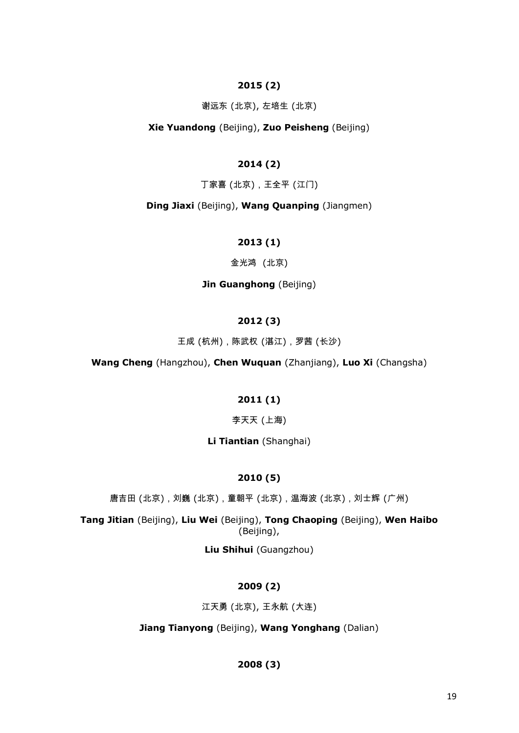**2015 (2)**

谢远东 (北京), 左培生 (北京)

**Xie Yuandong** (Beijing), **Zuo Peisheng** (Beijing)

**2014 (2)**

丁家喜 (北京)，王全平 (江门)

**Ding Jiaxi** (Beijing), **Wang Quanping** (Jiangmen)

**2013 (1)**

金光鸿  (北京)

**Jin Guanghong** (Beijing)

**2012 (3)**

王成 (杭州)，陈武权 (湛江)，罗茜 (长沙)

**Wang Cheng** (Hangzhou), **Chen Wuquan** (Zhanjiang), **Luo Xi** (Changsha)

**2011 (1)**

李天天 (上海)

**Li Tiantian** (Shanghai)

**2010 (5)**

唐吉田 (北京)，刘巍 (北京)，童朝平 (北京)，温海波 (北京)，刘士辉 (广州)

**Tang Jitian** (Beijing), **Liu Wei** (Beijing), **Tong Chaoping** (Beijing), **Wen Haibo** (Beijing),

**Liu Shihui** (Guangzhou)

**2009 (2)**

江天勇 (北京), 王永航 (大连)

**Jiang Tianyong** (Beijing), **Wang Yonghang** (Dalian)

**2008 (3)**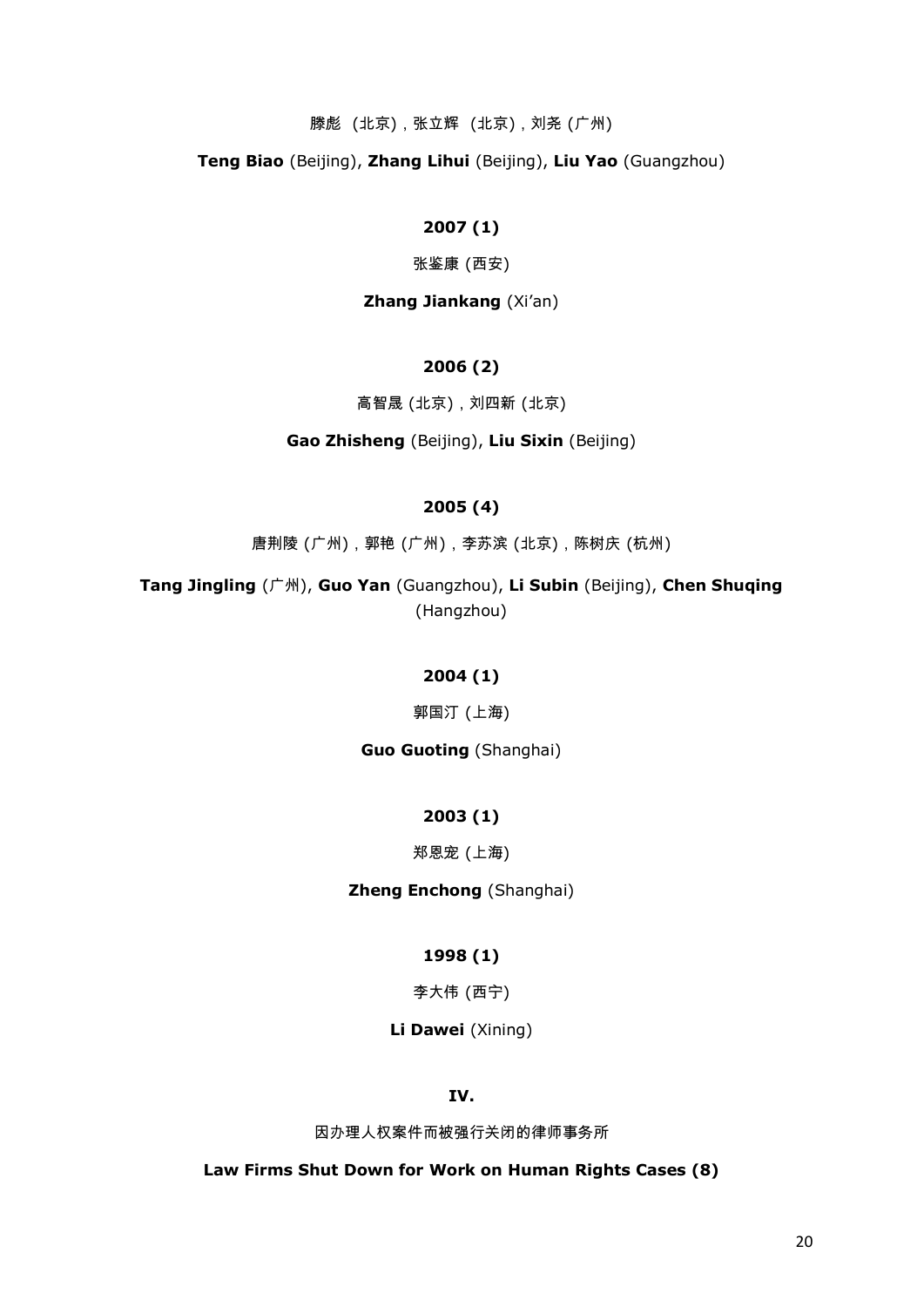滕彪 (北京)，张立辉 (北京)，刘尧 (广州)

**Teng Biao** (Beijing), **Zhang Lihui** (Beijing), **Liu Yao** (Guangzhou)

**2007 (1)**

张鉴康 (西安)

**Zhang Jiankang** (Xi'an)

**2006 (2)**

高智晟 (北京)，刘四新 (北京)

**Gao Zhisheng** (Beijing), **Liu Sixin** (Beijing)

**2005 (4)**

唐荆陵 (广州)，郭艳 (广州)，李苏滨 (北京)，陈树庆 (杭州)

**Tang Jingling** (广州), **Guo Yan** (Guangzhou), **Li Subin** (Beijing), **Chen Shuqing** (Hangzhou)

**2004 (1)**

郭国汀 (上海)

**Guo Guoting** (Shanghai)

**2003 (1)**

郑恩宠 (上海)

**Zheng Enchong** (Shanghai)

**1998 (1)**

李大伟 (西宁)

**Li Dawei** (Xining)

## IV.

因办理人权案件而被强行关闭的律师事务所

**Law Firms Shut Down for Work on Human Rights Cases (8)**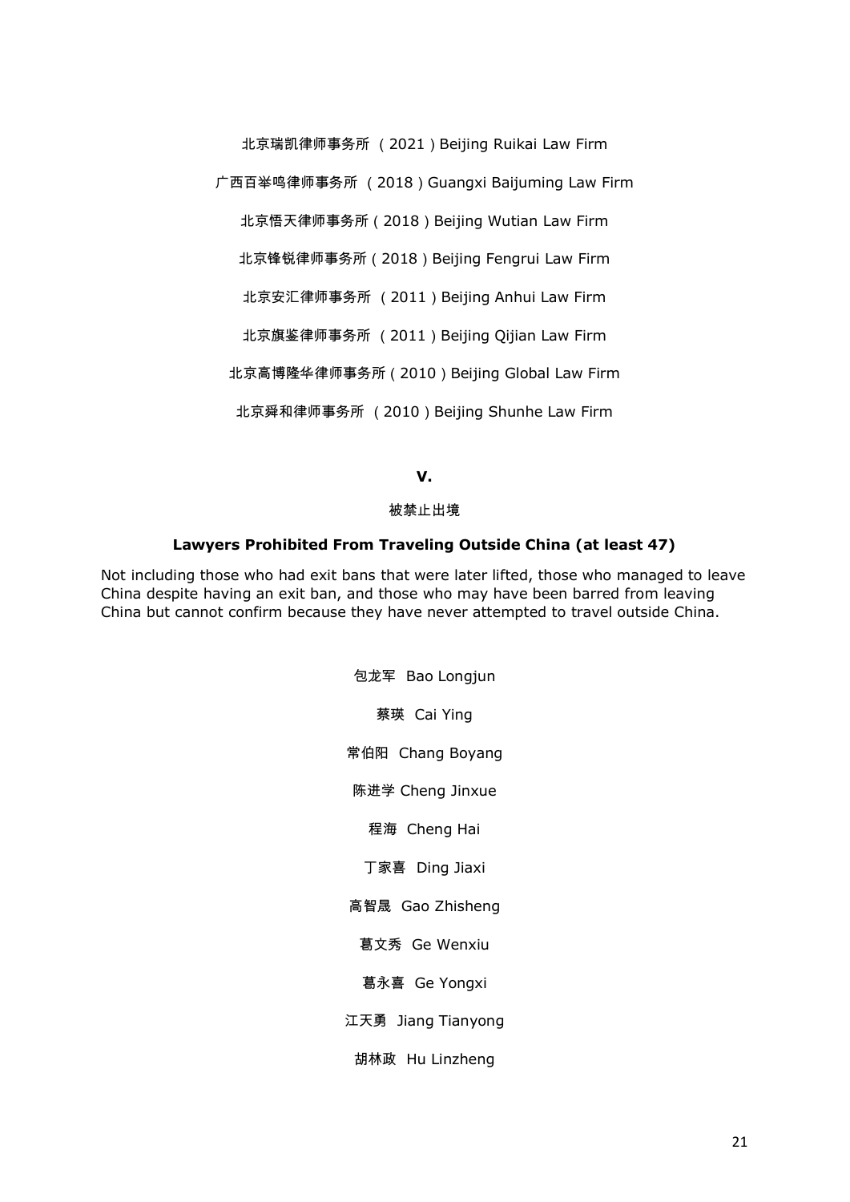北京瑞凯律师事务所 （2021）Beijing Ruikai Law Firm

广西百举鸣律师事务所 （2018）Guangxi Baijuming Law Firm

北京悟天律师事务所（2018）Beijing Wutian Law Firm

北京锋锐律师事务所（2018）Beijing Fengrui Law Firm

北京安汇律师事务所 （2011）Beijing Anhui Law Firm

北京旗鉴律师事务所 （2011）Beijing Qijian Law Firm

北京高博隆华律师事务所（2010）Beijing Global Law Firm

北京舜和律师事务所 （2010）Beijing Shunhe Law Firm

## V.

### 被禁止出境

### Lawyers Prohibited From Traveling Outside China (at least 47)

Not including those who had exit bans that were later lifted, those who managed to leave China despite having an exit ban, and those who may have been barred from leaving China but cannot confirm because they have never attempted to travel outside China.

包龙军 Bao Longjun

蔡瑛 Cai Ying

常伯阳 Chang Boyang

陈进学 Cheng Jinxue

程海 Cheng Hai

丁家喜 Ding Jiaxi

高智晟 Gao Zhisheng

葛文秀 Ge Wenxiu

葛永喜 Ge Yongxi

江天勇 Jiang Tianyong

胡林政 Hu Linzheng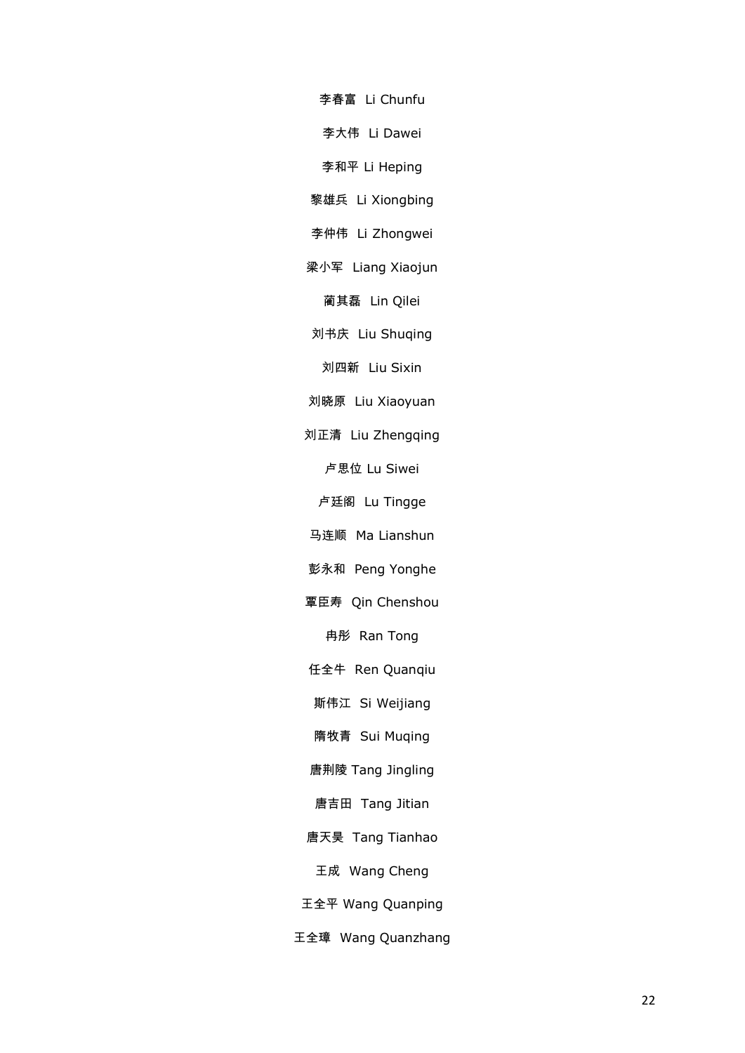李春富 Li Chunfu

李大伟 Li Dawei

李和平 Li Heping

黎雄兵 Li Xiongbing

李仲伟 Li Zhongwei

梁小军 Liang Xiaojun

蔺其磊 Lin Qilei

刘书庆 Liu Shuqing

刘四新 Liu Sixin

刘晓原 Liu Xiaoyuan

刘正清 Liu Zhengqing

卢思位 Lu Siwei

卢廷阁 Lu Tingge

马连顺 Ma Lianshun

彭永和 Peng Yonghe

覃臣寿 Qin Chenshou

冉彤 Ran Tong

任全牛 Ren Quanqiu

斯伟江 Si Weijiang

隋牧青 Sui Muqing

唐荆陵 Tang Jingling

唐吉田 Tang Jitian

唐天昊 Tang Tianhao

王成 Wang Cheng

王全平 Wang Quanping

王全璋 Wang Quanzhang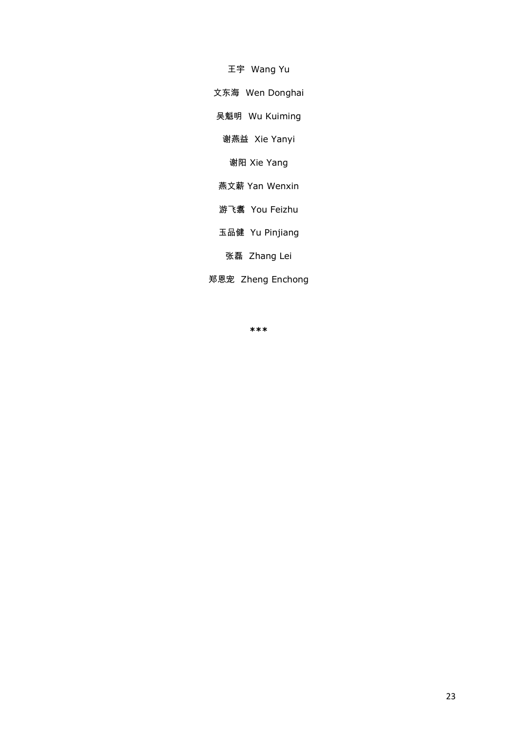王宇  Wang Yu

文东海  Wen Donghai

吴魁明  Wu Kuiming

谢燕益  Xie Yanyi

谢阳 Xie Yang

燕文薪 Yan Wenxin

游飞翥  You Feizhu

玉品健  Yu Pinjiang

张磊  Zhang Lei

郑恩宠  Zheng Enchong

***